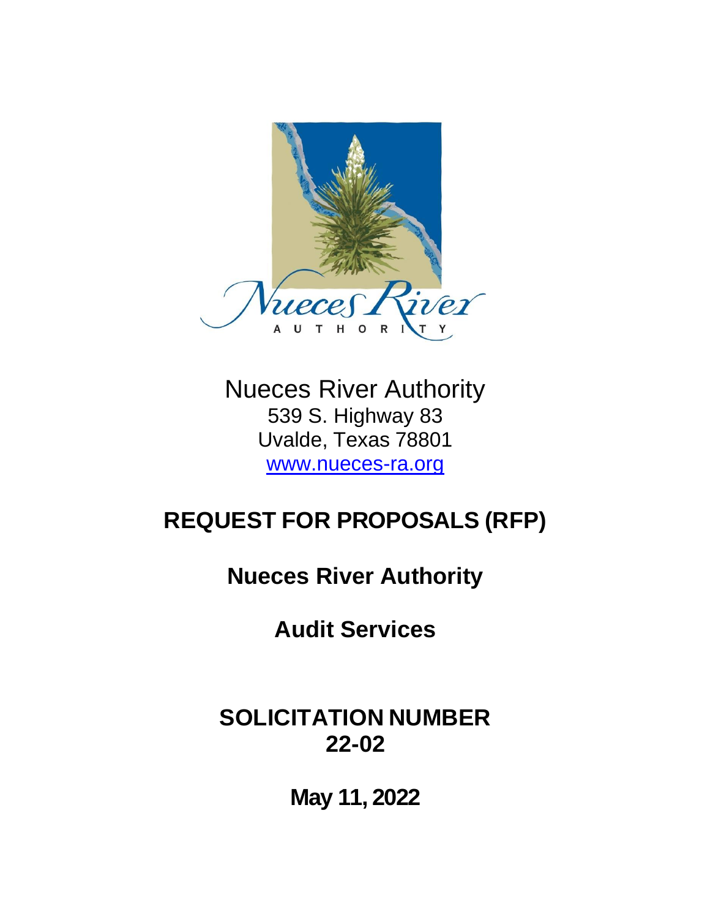Nueces River Authority
539 S. Highway 83
Uvalde, Texas 78801
[www.nueces-ra.org](http://www.nueces-ra.org)

# REQUEST FOR PROPOSALS (RFP)

## Nueces River Authority

## Audit Services

## SOLICITATION NUMBER 22-02

**May 11, 2022**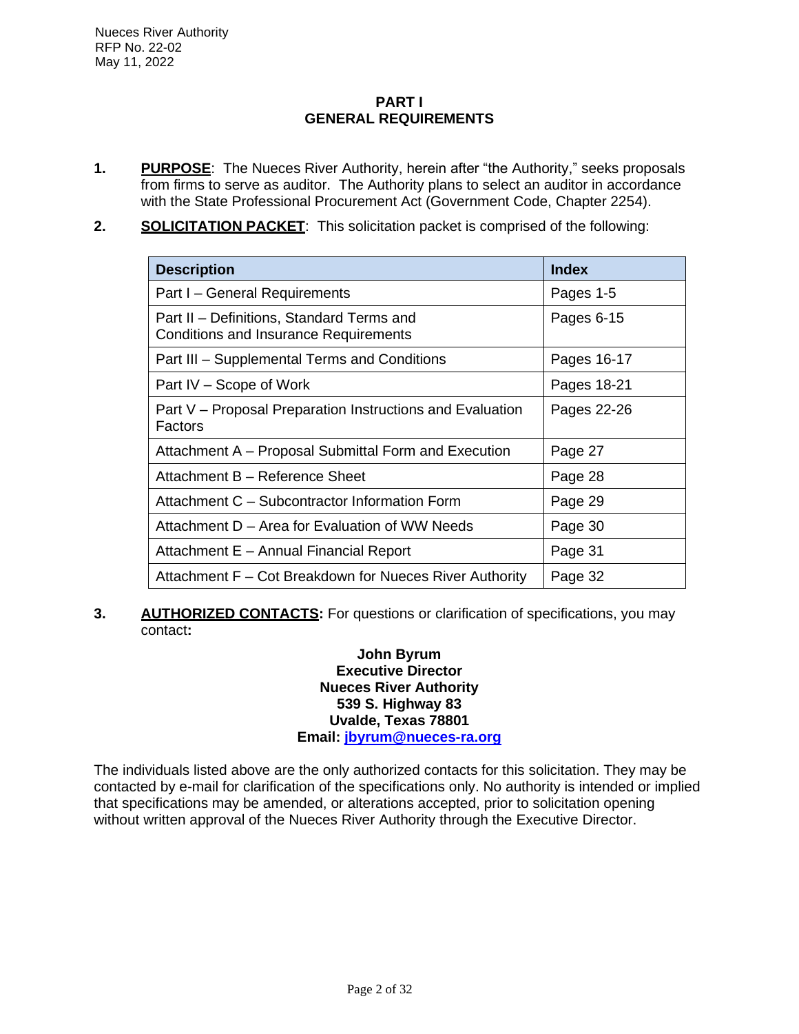Nueces River Authority
RFP No. 22-02
May 11, 2022

## PART I
## GENERAL REQUIREMENTS

**1.** **PURPOSE**: The Nueces River Authority, herein after "the Authority," seeks proposals from firms to serve as auditor. The Authority plans to select an auditor in accordance with the State Professional Procurement Act (Government Code, Chapter 2254).

**2.** **SOLICITATION PACKET**: This solicitation packet is comprised of the following:

| Description | Index |
|---|---|
| Part I – General Requirements | Pages 1-5 |
| Part II – Definitions, Standard Terms and Conditions and Insurance Requirements | Pages 6-15 |
| Part III – Supplemental Terms and Conditions | Pages 16-17 |
| Part IV – Scope of Work | Pages 18-21 |
| Part V – Proposal Preparation Instructions and Evaluation Factors | Pages 22-26 |
| Attachment A – Proposal Submittal Form and Execution | Page 27 |
| Attachment B – Reference Sheet | Page 28 |
| Attachment C – Subcontractor Information Form | Page 29 |
| Attachment D – Area for Evaluation of WW Needs | Page 30 |
| Attachment E – Annual Financial Report | Page 31 |
| Attachment F – Cot Breakdown for Nueces River Authority | Page 32 |

**3.** **AUTHORIZED CONTACTS:** For questions or clarification of specifications, you may contact**:**

**John Byrum**
**Executive Director**
**Nueces River Authority**
**539 S. Highway 83**
**Uvalde, Texas 78801**
**Email: jbyrum@nueces-ra.org**

The individuals listed above are the only authorized contacts for this solicitation. They may be contacted by e-mail for clarification of the specifications only. No authority is intended or implied that specifications may be amended, or alterations accepted, prior to solicitation opening without written approval of the Nueces River Authority through the Executive Director.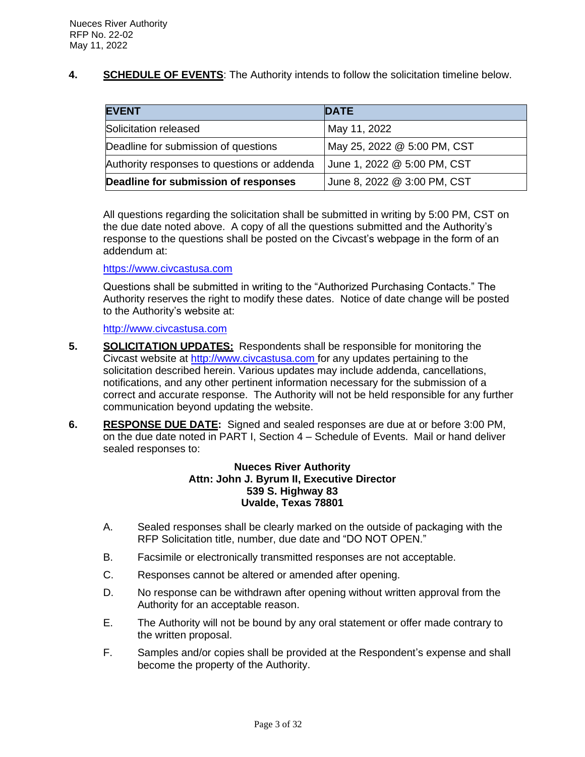**4. SCHEDULE OF EVENTS**: The Authority intends to follow the solicitation timeline below.

| EVENT | DATE |
|---|---|
| Solicitation released | May 11, 2022 |
| Deadline for submission of questions | May 25, 2022 @ 5:00 PM, CST |
| Authority responses to questions or addenda | June 1, 2022 @ 5:00 PM, CST |
| **Deadline for submission of responses** | June 8, 2022 @ 3:00 PM, CST |

All questions regarding the solicitation shall be submitted in writing by 5:00 PM, CST on the due date noted above. A copy of all the questions submitted and the Authority's response to the questions shall be posted on the Civcast's webpage in the form of an addendum at:

https://www.civcastusa.com

Questions shall be submitted in writing to the "Authorized Purchasing Contacts." The Authority reserves the right to modify these dates. Notice of date change will be posted to the Authority's website at:

http://www.civcastusa.com

**5. SOLICITATION UPDATES:** Respondents shall be responsible for monitoring the Civcast website at http://www.civcastusa.com for any updates pertaining to the solicitation described herein. Various updates may include addenda, cancellations, notifications, and any other pertinent information necessary for the submission of a correct and accurate response. The Authority will not be held responsible for any further communication beyond updating the website.

**6. RESPONSE DUE DATE:** Signed and sealed responses are due at or before 3:00 PM, on the due date noted in PART I, Section 4 – Schedule of Events. Mail or hand deliver sealed responses to:

**Nueces River Authority**
**Attn: John J. Byrum II, Executive Director**
**539 S. Highway 83**
**Uvalde, Texas 78801**

A. Sealed responses shall be clearly marked on the outside of packaging with the RFP Solicitation title, number, due date and "DO NOT OPEN."

B. Facsimile or electronically transmitted responses are not acceptable.

C. Responses cannot be altered or amended after opening.

D. No response can be withdrawn after opening without written approval from the Authority for an acceptable reason.

E. The Authority will not be bound by any oral statement or offer made contrary to the written proposal.

F. Samples and/or copies shall be provided at the Respondent's expense and shall become the property of the Authority.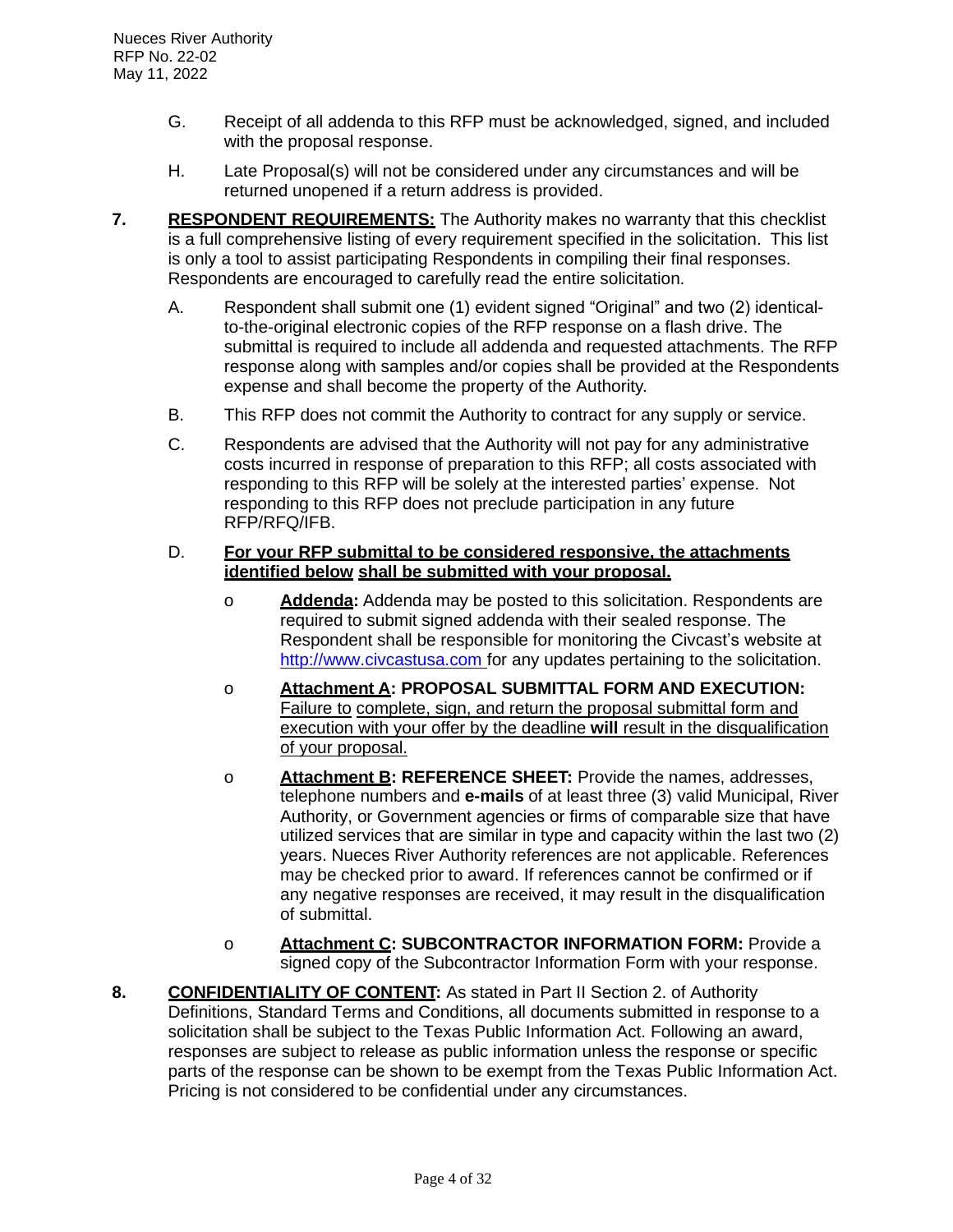G. Receipt of all addenda to this RFP must be acknowledged, signed, and included with the proposal response.

H. Late Proposal(s) will not be considered under any circumstances and will be returned unopened if a return address is provided.

**7. RESPONDENT REQUIREMENTS:** The Authority makes no warranty that this checklist is a full comprehensive listing of every requirement specified in the solicitation. This list is only a tool to assist participating Respondents in compiling their final responses. Respondents are encouraged to carefully read the entire solicitation.

A. Respondent shall submit one (1) evident signed "Original" and two (2) identical-to-the-original electronic copies of the RFP response on a flash drive. The submittal is required to include all addenda and requested attachments. The RFP response along with samples and/or copies shall be provided at the Respondents expense and shall become the property of the Authority.

B. This RFP does not commit the Authority to contract for any supply or service.

C. Respondents are advised that the Authority will not pay for any administrative costs incurred in response of preparation to this RFP; all costs associated with responding to this RFP will be solely at the interested parties' expense. Not responding to this RFP does not preclude participation in any future RFP/RFQ/IFB.

D. **For your RFP submittal to be considered responsive, the attachments identified below shall be submitted with your proposal.**

- **Addenda:** Addenda may be posted to this solicitation. Respondents are required to submit signed addenda with their sealed response. The Respondent shall be responsible for monitoring the Civcast's website at http://www.civcastusa.com for any updates pertaining to the solicitation.
- **Attachment A: PROPOSAL SUBMITTAL FORM AND EXECUTION:** Failure to complete, sign, and return the proposal submittal form and execution with your offer by the deadline **will** result in the disqualification of your proposal.
- **Attachment B: REFERENCE SHEET:** Provide the names, addresses, telephone numbers and **e-mails** of at least three (3) valid Municipal, River Authority, or Government agencies or firms of comparable size that have utilized services that are similar in type and capacity within the last two (2) years. Nueces River Authority references are not applicable. References may be checked prior to award. If references cannot be confirmed or if any negative responses are received, it may result in the disqualification of submittal.
- **Attachment C: SUBCONTRACTOR INFORMATION FORM:** Provide a signed copy of the Subcontractor Information Form with your response.

**8. CONFIDENTIALITY OF CONTENT:** As stated in Part II Section 2. of Authority Definitions, Standard Terms and Conditions, all documents submitted in response to a solicitation shall be subject to the Texas Public Information Act. Following an award, responses are subject to release as public information unless the response or specific parts of the response can be shown to be exempt from the Texas Public Information Act. Pricing is not considered to be confidential under any circumstances.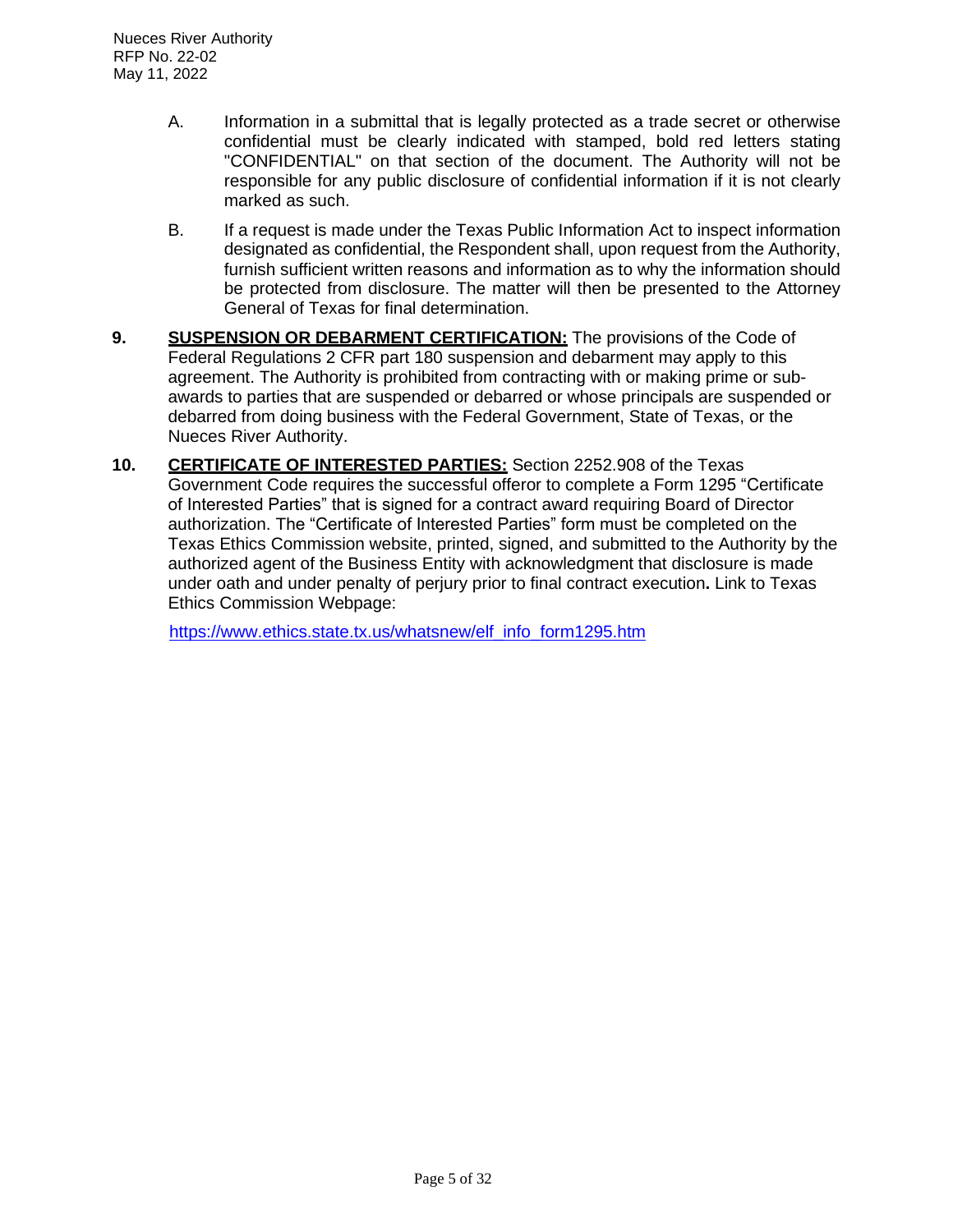A. Information in a submittal that is legally protected as a trade secret or otherwise confidential must be clearly indicated with stamped, bold red letters stating "CONFIDENTIAL" on that section of the document. The Authority will not be responsible for any public disclosure of confidential information if it is not clearly marked as such.

B. If a request is made under the Texas Public Information Act to inspect information designated as confidential, the Respondent shall, upon request from the Authority, furnish sufficient written reasons and information as to why the information should be protected from disclosure. The matter will then be presented to the Attorney General of Texas for final determination.

**9.** **SUSPENSION OR DEBARMENT CERTIFICATION:** The provisions of the Code of Federal Regulations 2 CFR part 180 suspension and debarment may apply to this agreement. The Authority is prohibited from contracting with or making prime or sub-awards to parties that are suspended or debarred or whose principals are suspended or debarred from doing business with the Federal Government, State of Texas, or the Nueces River Authority.

**10.** **CERTIFICATE OF INTERESTED PARTIES:** Section 2252.908 of the Texas Government Code requires the successful offeror to complete a Form 1295 "Certificate of Interested Parties" that is signed for a contract award requiring Board of Director authorization. The "Certificate of Interested Parties" form must be completed on the Texas Ethics Commission website, printed, signed, and submitted to the Authority by the authorized agent of the Business Entity with acknowledgment that disclosure is made under oath and under penalty of perjury prior to final contract execution**.** Link to Texas Ethics Commission Webpage:

https://www.ethics.state.tx.us/whatsnew/elf_info_form1295.htm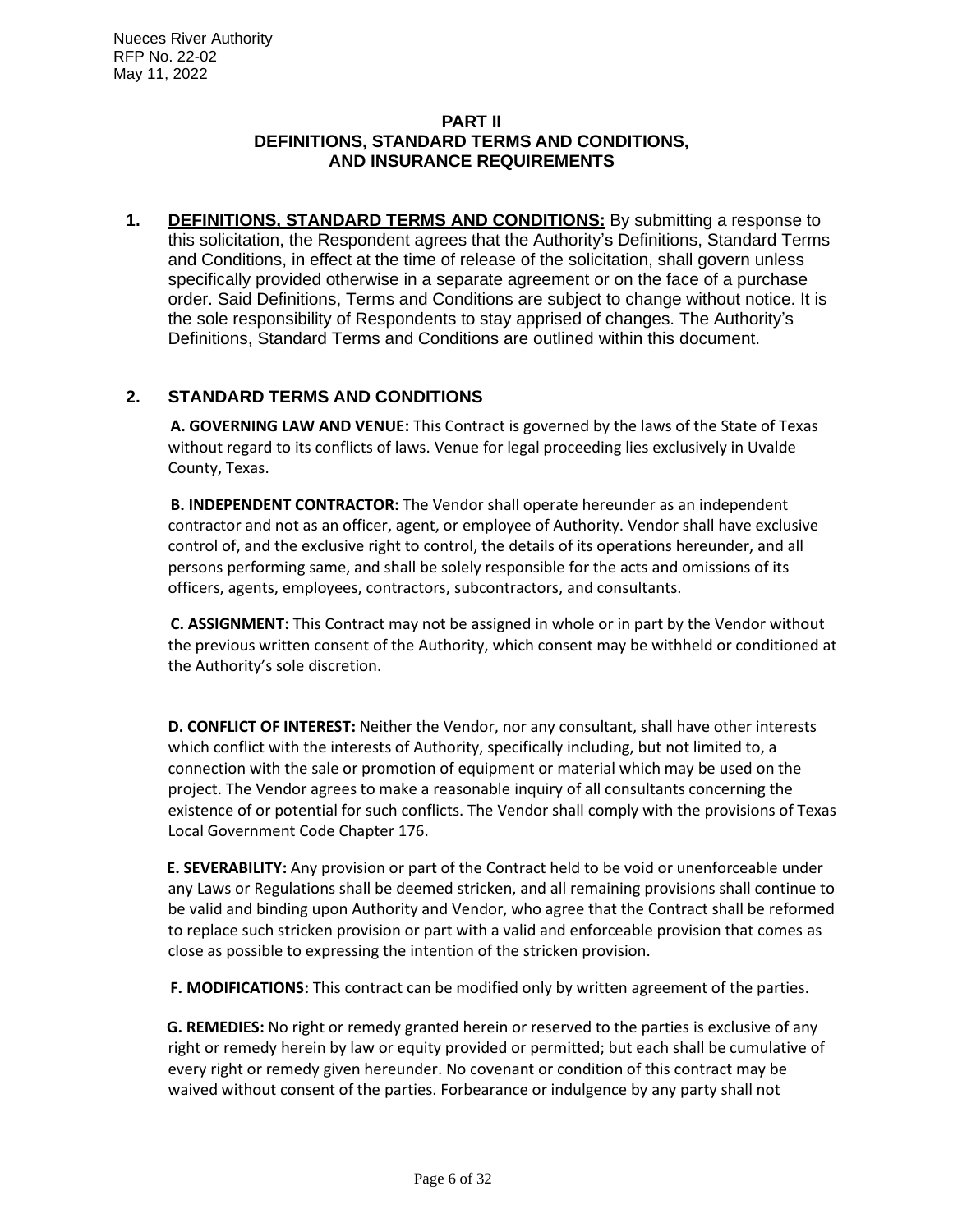## PART II
## DEFINITIONS, STANDARD TERMS AND CONDITIONS, AND INSURANCE REQUIREMENTS

**1. DEFINITIONS, STANDARD TERMS AND CONDITIONS:** By submitting a response to this solicitation, the Respondent agrees that the Authority's Definitions, Standard Terms and Conditions, in effect at the time of release of the solicitation, shall govern unless specifically provided otherwise in a separate agreement or on the face of a purchase order. Said Definitions, Terms and Conditions are subject to change without notice. It is the sole responsibility of Respondents to stay apprised of changes. The Authority's Definitions, Standard Terms and Conditions are outlined within this document.

### 2. STANDARD TERMS AND CONDITIONS

**A. GOVERNING LAW AND VENUE:** This Contract is governed by the laws of the State of Texas without regard to its conflicts of laws. Venue for legal proceeding lies exclusively in Uvalde County, Texas.

**B. INDEPENDENT CONTRACTOR:** The Vendor shall operate hereunder as an independent contractor and not as an officer, agent, or employee of Authority. Vendor shall have exclusive control of, and the exclusive right to control, the details of its operations hereunder, and all persons performing same, and shall be solely responsible for the acts and omissions of its officers, agents, employees, contractors, subcontractors, and consultants.

**C. ASSIGNMENT:** This Contract may not be assigned in whole or in part by the Vendor without the previous written consent of the Authority, which consent may be withheld or conditioned at the Authority's sole discretion.

**D. CONFLICT OF INTEREST:** Neither the Vendor, nor any consultant, shall have other interests which conflict with the interests of Authority, specifically including, but not limited to, a connection with the sale or promotion of equipment or material which may be used on the project. The Vendor agrees to make a reasonable inquiry of all consultants concerning the existence of or potential for such conflicts. The Vendor shall comply with the provisions of Texas Local Government Code Chapter 176.

**E. SEVERABILITY:** Any provision or part of the Contract held to be void or unenforceable under any Laws or Regulations shall be deemed stricken, and all remaining provisions shall continue to be valid and binding upon Authority and Vendor, who agree that the Contract shall be reformed to replace such stricken provision or part with a valid and enforceable provision that comes as close as possible to expressing the intention of the stricken provision.

**F. MODIFICATIONS:** This contract can be modified only by written agreement of the parties.

**G. REMEDIES:** No right or remedy granted herein or reserved to the parties is exclusive of any right or remedy herein by law or equity provided or permitted; but each shall be cumulative of every right or remedy given hereunder. No covenant or condition of this contract may be waived without consent of the parties. Forbearance or indulgence by any party shall not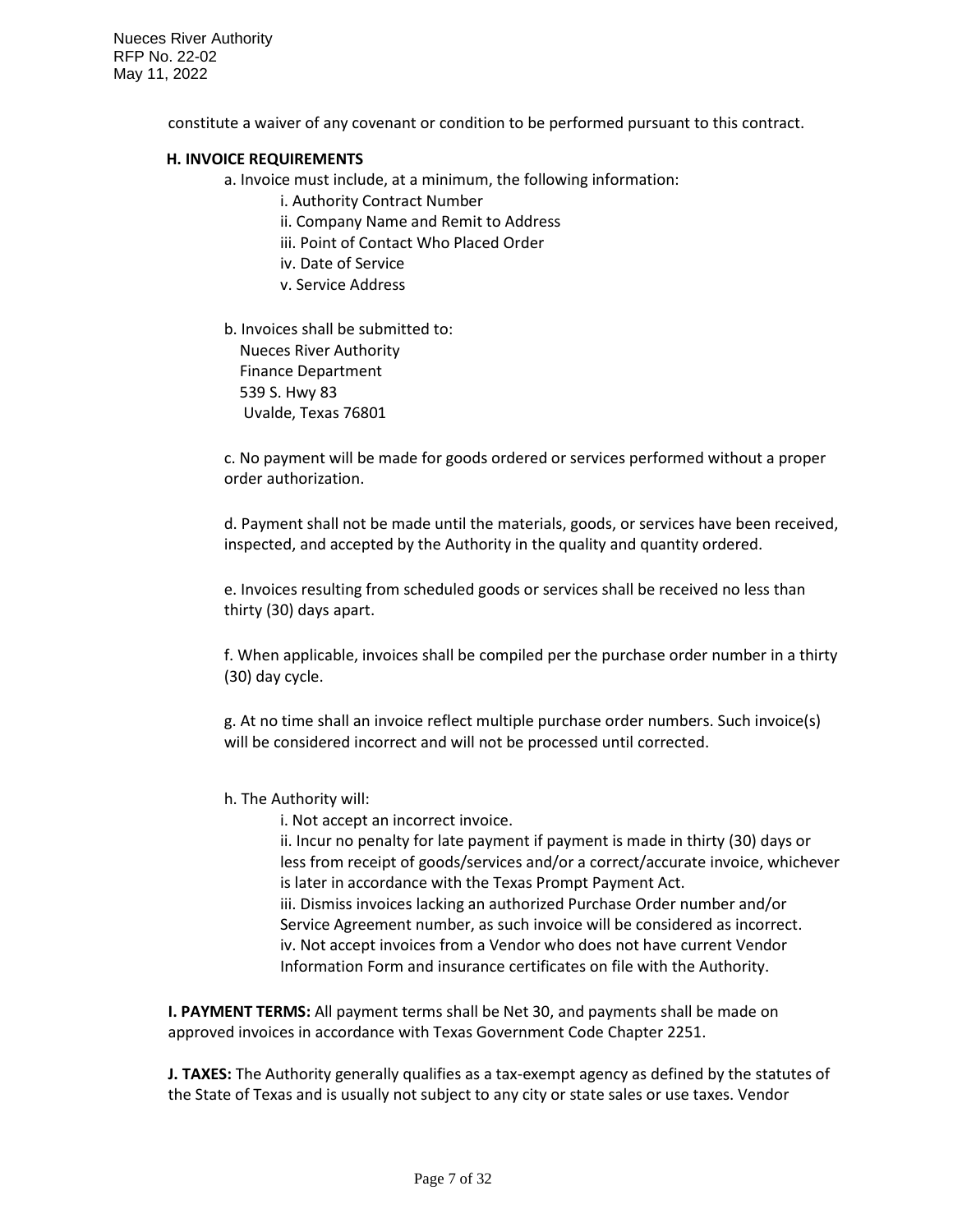constitute a waiver of any covenant or condition to be performed pursuant to this contract.

**H. INVOICE REQUIREMENTS**

a. Invoice must include, at a minimum, the following information:

- i. Authority Contract Number
- ii. Company Name and Remit to Address
- iii. Point of Contact Who Placed Order
- iv. Date of Service
- v. Service Address

b. Invoices shall be submitted to:
Nueces River Authority
Finance Department
539 S. Hwy 83
Uvalde, Texas 76801

c. No payment will be made for goods ordered or services performed without a proper order authorization.

d. Payment shall not be made until the materials, goods, or services have been received, inspected, and accepted by the Authority in the quality and quantity ordered.

e. Invoices resulting from scheduled goods or services shall be received no less than thirty (30) days apart.

f. When applicable, invoices shall be compiled per the purchase order number in a thirty (30) day cycle.

g. At no time shall an invoice reflect multiple purchase order numbers. Such invoice(s) will be considered incorrect and will not be processed until corrected.

h. The Authority will:

- i. Not accept an incorrect invoice.
- ii. Incur no penalty for late payment if payment is made in thirty (30) days or less from receipt of goods/services and/or a correct/accurate invoice, whichever is later in accordance with the Texas Prompt Payment Act.
- iii. Dismiss invoices lacking an authorized Purchase Order number and/or Service Agreement number, as such invoice will be considered as incorrect.
- iv. Not accept invoices from a Vendor who does not have current Vendor Information Form and insurance certificates on file with the Authority.

**I. PAYMENT TERMS:** All payment terms shall be Net 30, and payments shall be made on approved invoices in accordance with Texas Government Code Chapter 2251.

**J. TAXES:** The Authority generally qualifies as a tax-exempt agency as defined by the statutes of the State of Texas and is usually not subject to any city or state sales or use taxes. Vendor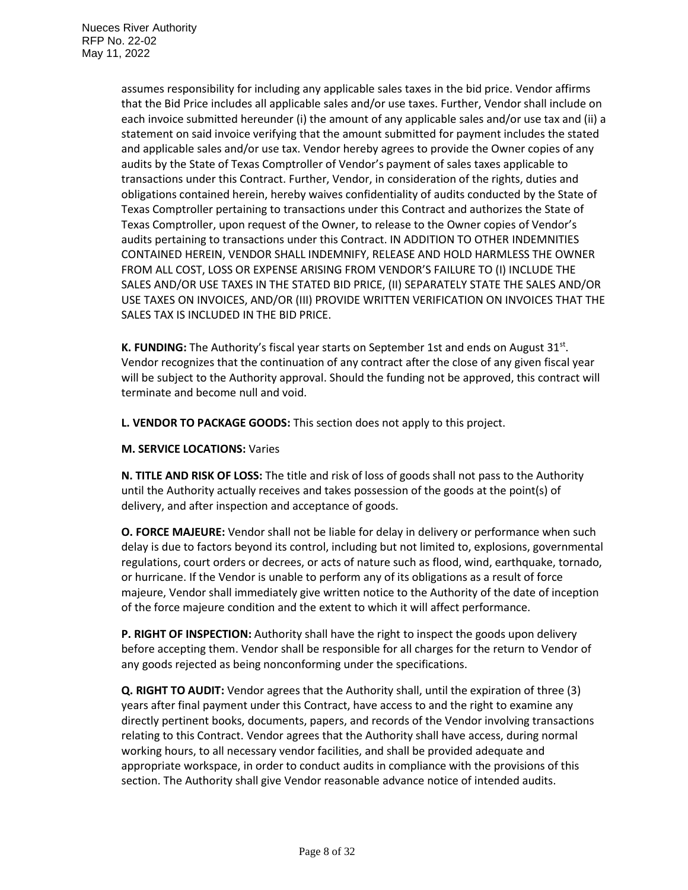assumes responsibility for including any applicable sales taxes in the bid price. Vendor affirms that the Bid Price includes all applicable sales and/or use taxes. Further, Vendor shall include on each invoice submitted hereunder (i) the amount of any applicable sales and/or use tax and (ii) a statement on said invoice verifying that the amount submitted for payment includes the stated and applicable sales and/or use tax. Vendor hereby agrees to provide the Owner copies of any audits by the State of Texas Comptroller of Vendor's payment of sales taxes applicable to transactions under this Contract. Further, Vendor, in consideration of the rights, duties and obligations contained herein, hereby waives confidentiality of audits conducted by the State of Texas Comptroller pertaining to transactions under this Contract and authorizes the State of Texas Comptroller, upon request of the Owner, to release to the Owner copies of Vendor's audits pertaining to transactions under this Contract. IN ADDITION TO OTHER INDEMNITIES CONTAINED HEREIN, VENDOR SHALL INDEMNIFY, RELEASE AND HOLD HARMLESS THE OWNER FROM ALL COST, LOSS OR EXPENSE ARISING FROM VENDOR'S FAILURE TO (I) INCLUDE THE SALES AND/OR USE TAXES IN THE STATED BID PRICE, (II) SEPARATELY STATE THE SALES AND/OR USE TAXES ON INVOICES, AND/OR (III) PROVIDE WRITTEN VERIFICATION ON INVOICES THAT THE SALES TAX IS INCLUDED IN THE BID PRICE.

**K. FUNDING:** The Authority's fiscal year starts on September 1st and ends on August 31st. Vendor recognizes that the continuation of any contract after the close of any given fiscal year will be subject to the Authority approval. Should the funding not be approved, this contract will terminate and become null and void.

**L. VENDOR TO PACKAGE GOODS:** This section does not apply to this project.

**M. SERVICE LOCATIONS:** Varies

**N. TITLE AND RISK OF LOSS:** The title and risk of loss of goods shall not pass to the Authority until the Authority actually receives and takes possession of the goods at the point(s) of delivery, and after inspection and acceptance of goods.

**O. FORCE MAJEURE:** Vendor shall not be liable for delay in delivery or performance when such delay is due to factors beyond its control, including but not limited to, explosions, governmental regulations, court orders or decrees, or acts of nature such as flood, wind, earthquake, tornado, or hurricane. If the Vendor is unable to perform any of its obligations as a result of force majeure, Vendor shall immediately give written notice to the Authority of the date of inception of the force majeure condition and the extent to which it will affect performance.

**P. RIGHT OF INSPECTION:** Authority shall have the right to inspect the goods upon delivery before accepting them. Vendor shall be responsible for all charges for the return to Vendor of any goods rejected as being nonconforming under the specifications.

**Q. RIGHT TO AUDIT:** Vendor agrees that the Authority shall, until the expiration of three (3) years after final payment under this Contract, have access to and the right to examine any directly pertinent books, documents, papers, and records of the Vendor involving transactions relating to this Contract. Vendor agrees that the Authority shall have access, during normal working hours, to all necessary vendor facilities, and shall be provided adequate and appropriate workspace, in order to conduct audits in compliance with the provisions of this section. The Authority shall give Vendor reasonable advance notice of intended audits.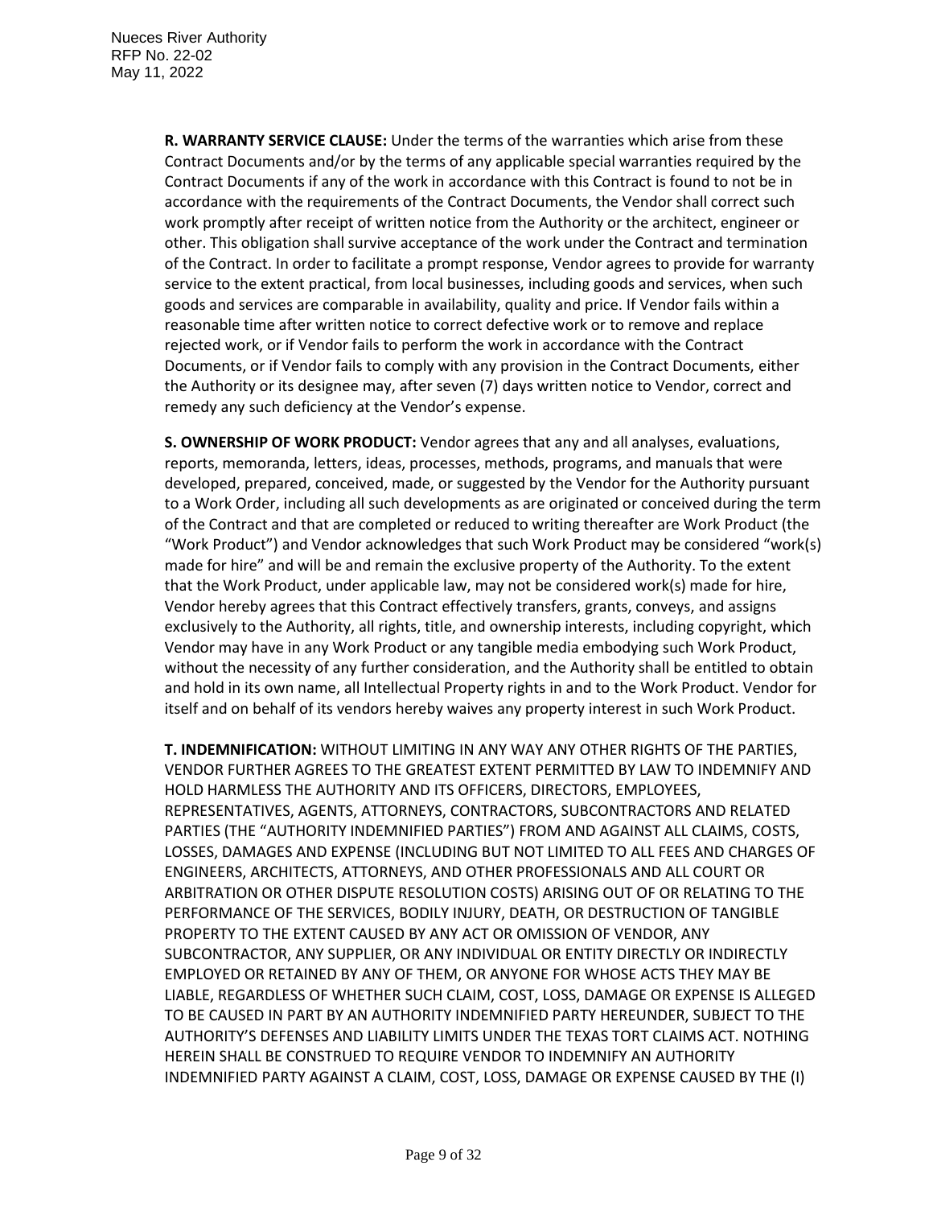**R. WARRANTY SERVICE CLAUSE:** Under the terms of the warranties which arise from these Contract Documents and/or by the terms of any applicable special warranties required by the Contract Documents if any of the work in accordance with this Contract is found to not be in accordance with the requirements of the Contract Documents, the Vendor shall correct such work promptly after receipt of written notice from the Authority or the architect, engineer or other. This obligation shall survive acceptance of the work under the Contract and termination of the Contract. In order to facilitate a prompt response, Vendor agrees to provide for warranty service to the extent practical, from local businesses, including goods and services, when such goods and services are comparable in availability, quality and price. If Vendor fails within a reasonable time after written notice to correct defective work or to remove and replace rejected work, or if Vendor fails to perform the work in accordance with the Contract Documents, or if Vendor fails to comply with any provision in the Contract Documents, either the Authority or its designee may, after seven (7) days written notice to Vendor, correct and remedy any such deficiency at the Vendor's expense.

**S. OWNERSHIP OF WORK PRODUCT:** Vendor agrees that any and all analyses, evaluations, reports, memoranda, letters, ideas, processes, methods, programs, and manuals that were developed, prepared, conceived, made, or suggested by the Vendor for the Authority pursuant to a Work Order, including all such developments as are originated or conceived during the term of the Contract and that are completed or reduced to writing thereafter are Work Product (the "Work Product") and Vendor acknowledges that such Work Product may be considered "work(s) made for hire" and will be and remain the exclusive property of the Authority. To the extent that the Work Product, under applicable law, may not be considered work(s) made for hire, Vendor hereby agrees that this Contract effectively transfers, grants, conveys, and assigns exclusively to the Authority, all rights, title, and ownership interests, including copyright, which Vendor may have in any Work Product or any tangible media embodying such Work Product, without the necessity of any further consideration, and the Authority shall be entitled to obtain and hold in its own name, all Intellectual Property rights in and to the Work Product. Vendor for itself and on behalf of its vendors hereby waives any property interest in such Work Product.

**T. INDEMNIFICATION:** WITHOUT LIMITING IN ANY WAY ANY OTHER RIGHTS OF THE PARTIES, VENDOR FURTHER AGREES TO THE GREATEST EXTENT PERMITTED BY LAW TO INDEMNIFY AND HOLD HARMLESS THE AUTHORITY AND ITS OFFICERS, DIRECTORS, EMPLOYEES, REPRESENTATIVES, AGENTS, ATTORNEYS, CONTRACTORS, SUBCONTRACTORS AND RELATED PARTIES (THE "AUTHORITY INDEMNIFIED PARTIES") FROM AND AGAINST ALL CLAIMS, COSTS, LOSSES, DAMAGES AND EXPENSE (INCLUDING BUT NOT LIMITED TO ALL FEES AND CHARGES OF ENGINEERS, ARCHITECTS, ATTORNEYS, AND OTHER PROFESSIONALS AND ALL COURT OR ARBITRATION OR OTHER DISPUTE RESOLUTION COSTS) ARISING OUT OF OR RELATING TO THE PERFORMANCE OF THE SERVICES, BODILY INJURY, DEATH, OR DESTRUCTION OF TANGIBLE PROPERTY TO THE EXTENT CAUSED BY ANY ACT OR OMISSION OF VENDOR, ANY SUBCONTRACTOR, ANY SUPPLIER, OR ANY INDIVIDUAL OR ENTITY DIRECTLY OR INDIRECTLY EMPLOYED OR RETAINED BY ANY OF THEM, OR ANYONE FOR WHOSE ACTS THEY MAY BE LIABLE, REGARDLESS OF WHETHER SUCH CLAIM, COST, LOSS, DAMAGE OR EXPENSE IS ALLEGED TO BE CAUSED IN PART BY AN AUTHORITY INDEMNIFIED PARTY HEREUNDER, SUBJECT TO THE AUTHORITY'S DEFENSES AND LIABILITY LIMITS UNDER THE TEXAS TORT CLAIMS ACT. NOTHING HEREIN SHALL BE CONSTRUED TO REQUIRE VENDOR TO INDEMNIFY AN AUTHORITY INDEMNIFIED PARTY AGAINST A CLAIM, COST, LOSS, DAMAGE OR EXPENSE CAUSED BY THE (I)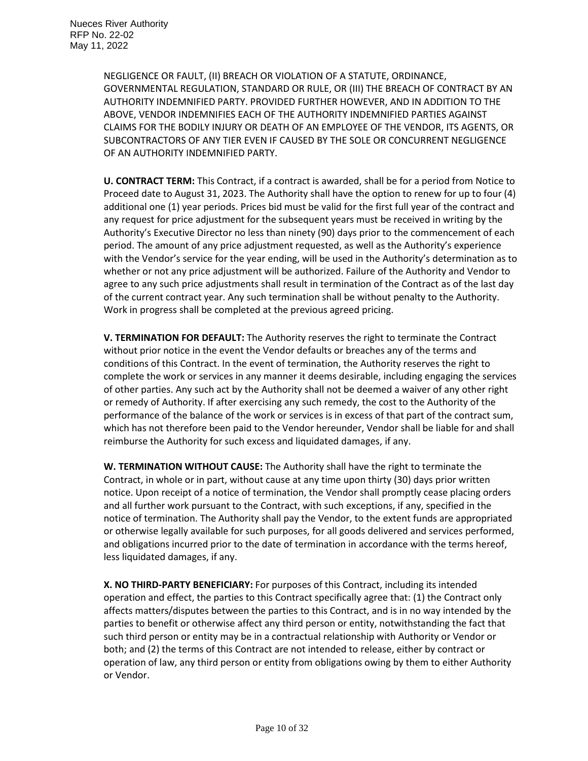NEGLIGENCE OR FAULT, (II) BREACH OR VIOLATION OF A STATUTE, ORDINANCE, GOVERNMENTAL REGULATION, STANDARD OR RULE, OR (III) THE BREACH OF CONTRACT BY AN AUTHORITY INDEMNIFIED PARTY. PROVIDED FURTHER HOWEVER, AND IN ADDITION TO THE ABOVE, VENDOR INDEMNIFIES EACH OF THE AUTHORITY INDEMNIFIED PARTIES AGAINST CLAIMS FOR THE BODILY INJURY OR DEATH OF AN EMPLOYEE OF THE VENDOR, ITS AGENTS, OR SUBCONTRACTORS OF ANY TIER EVEN IF CAUSED BY THE SOLE OR CONCURRENT NEGLIGENCE OF AN AUTHORITY INDEMNIFIED PARTY.

**U. CONTRACT TERM:** This Contract, if a contract is awarded, shall be for a period from Notice to Proceed date to August 31, 2023. The Authority shall have the option to renew for up to four (4) additional one (1) year periods. Prices bid must be valid for the first full year of the contract and any request for price adjustment for the subsequent years must be received in writing by the Authority's Executive Director no less than ninety (90) days prior to the commencement of each period. The amount of any price adjustment requested, as well as the Authority's experience with the Vendor's service for the year ending, will be used in the Authority's determination as to whether or not any price adjustment will be authorized. Failure of the Authority and Vendor to agree to any such price adjustments shall result in termination of the Contract as of the last day of the current contract year. Any such termination shall be without penalty to the Authority. Work in progress shall be completed at the previous agreed pricing.

**V. TERMINATION FOR DEFAULT:** The Authority reserves the right to terminate the Contract without prior notice in the event the Vendor defaults or breaches any of the terms and conditions of this Contract. In the event of termination, the Authority reserves the right to complete the work or services in any manner it deems desirable, including engaging the services of other parties. Any such act by the Authority shall not be deemed a waiver of any other right or remedy of Authority. If after exercising any such remedy, the cost to the Authority of the performance of the balance of the work or services is in excess of that part of the contract sum, which has not therefore been paid to the Vendor hereunder, Vendor shall be liable for and shall reimburse the Authority for such excess and liquidated damages, if any.

**W. TERMINATION WITHOUT CAUSE:** The Authority shall have the right to terminate the Contract, in whole or in part, without cause at any time upon thirty (30) days prior written notice. Upon receipt of a notice of termination, the Vendor shall promptly cease placing orders and all further work pursuant to the Contract, with such exceptions, if any, specified in the notice of termination. The Authority shall pay the Vendor, to the extent funds are appropriated or otherwise legally available for such purposes, for all goods delivered and services performed, and obligations incurred prior to the date of termination in accordance with the terms hereof, less liquidated damages, if any.

**X. NO THIRD-PARTY BENEFICIARY:** For purposes of this Contract, including its intended operation and effect, the parties to this Contract specifically agree that: (1) the Contract only affects matters/disputes between the parties to this Contract, and is in no way intended by the parties to benefit or otherwise affect any third person or entity, notwithstanding the fact that such third person or entity may be in a contractual relationship with Authority or Vendor or both; and (2) the terms of this Contract are not intended to release, either by contract or operation of law, any third person or entity from obligations owing by them to either Authority or Vendor.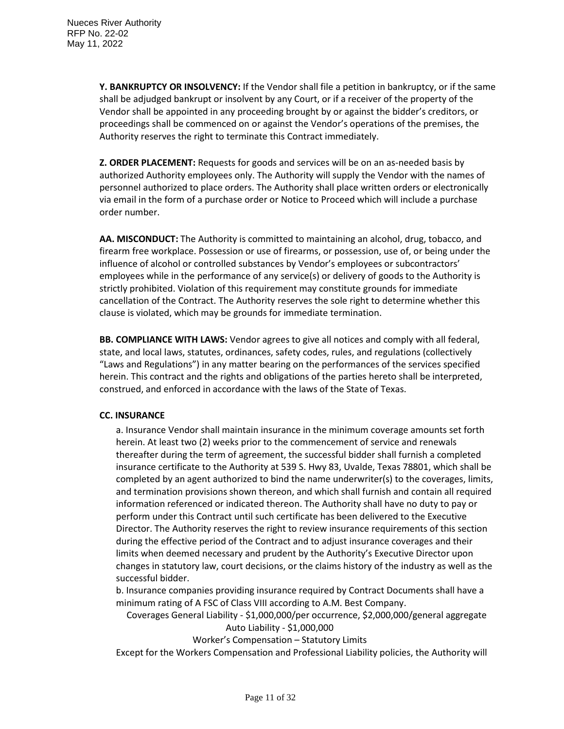**Y. BANKRUPTCY OR INSOLVENCY:** If the Vendor shall file a petition in bankruptcy, or if the same shall be adjudged bankrupt or insolvent by any Court, or if a receiver of the property of the Vendor shall be appointed in any proceeding brought by or against the bidder's creditors, or proceedings shall be commenced on or against the Vendor's operations of the premises, the Authority reserves the right to terminate this Contract immediately.

**Z. ORDER PLACEMENT:** Requests for goods and services will be on an as-needed basis by authorized Authority employees only. The Authority will supply the Vendor with the names of personnel authorized to place orders. The Authority shall place written orders or electronically via email in the form of a purchase order or Notice to Proceed which will include a purchase order number.

**AA. MISCONDUCT:** The Authority is committed to maintaining an alcohol, drug, tobacco, and firearm free workplace. Possession or use of firearms, or possession, use of, or being under the influence of alcohol or controlled substances by Vendor's employees or subcontractors' employees while in the performance of any service(s) or delivery of goods to the Authority is strictly prohibited. Violation of this requirement may constitute grounds for immediate cancellation of the Contract. The Authority reserves the sole right to determine whether this clause is violated, which may be grounds for immediate termination.

**BB. COMPLIANCE WITH LAWS:** Vendor agrees to give all notices and comply with all federal, state, and local laws, statutes, ordinances, safety codes, rules, and regulations (collectively "Laws and Regulations") in any matter bearing on the performances of the services specified herein. This contract and the rights and obligations of the parties hereto shall be interpreted, construed, and enforced in accordance with the laws of the State of Texas.

**CC. INSURANCE**

a. Insurance Vendor shall maintain insurance in the minimum coverage amounts set forth herein. At least two (2) weeks prior to the commencement of service and renewals thereafter during the term of agreement, the successful bidder shall furnish a completed insurance certificate to the Authority at 539 S. Hwy 83, Uvalde, Texas 78801, which shall be completed by an agent authorized to bind the name underwriter(s) to the coverages, limits, and termination provisions shown thereon, and which shall furnish and contain all required information referenced or indicated thereon. The Authority shall have no duty to pay or perform under this Contract until such certificate has been delivered to the Executive Director. The Authority reserves the right to review insurance requirements of this section during the effective period of the Contract and to adjust insurance coverages and their limits when deemed necessary and prudent by the Authority's Executive Director upon changes in statutory law, court decisions, or the claims history of the industry as well as the successful bidder.

b. Insurance companies providing insurance required by Contract Documents shall have a minimum rating of A FSC of Class VIII according to A.M. Best Company.

Coverages General Liability - $1,000,000/per occurrence, $2,000,000/general aggregate
Auto Liability - $1,000,000
Worker's Compensation – Statutory Limits

Except for the Workers Compensation and Professional Liability policies, the Authority will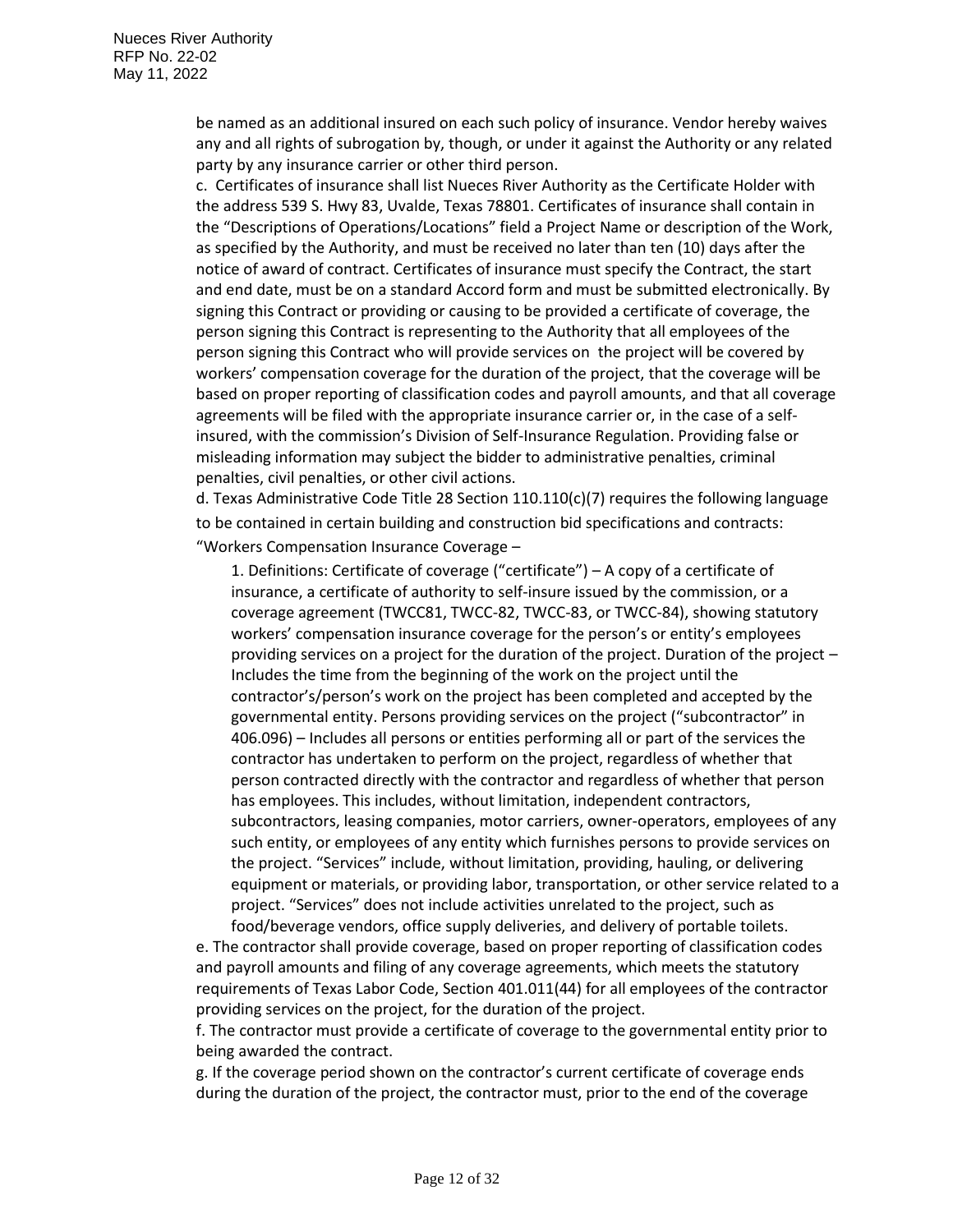be named as an additional insured on each such policy of insurance. Vendor hereby waives any and all rights of subrogation by, though, or under it against the Authority or any related party by any insurance carrier or other third person.

c. Certificates of insurance shall list Nueces River Authority as the Certificate Holder with the address 539 S. Hwy 83, Uvalde, Texas 78801. Certificates of insurance shall contain in the "Descriptions of Operations/Locations" field a Project Name or description of the Work, as specified by the Authority, and must be received no later than ten (10) days after the notice of award of contract. Certificates of insurance must specify the Contract, the start and end date, must be on a standard Accord form and must be submitted electronically. By signing this Contract or providing or causing to be provided a certificate of coverage, the person signing this Contract is representing to the Authority that all employees of the person signing this Contract who will provide services on the project will be covered by workers' compensation coverage for the duration of the project, that the coverage will be based on proper reporting of classification codes and payroll amounts, and that all coverage agreements will be filed with the appropriate insurance carrier or, in the case of a self-insured, with the commission's Division of Self-Insurance Regulation. Providing false or misleading information may subject the bidder to administrative penalties, criminal penalties, civil penalties, or other civil actions.

d. Texas Administrative Code Title 28 Section 110.110(c)(7) requires the following language to be contained in certain building and construction bid specifications and contracts: "Workers Compensation Insurance Coverage –

> 1. Definitions: Certificate of coverage ("certificate") – A copy of a certificate of insurance, a certificate of authority to self-insure issued by the commission, or a coverage agreement (TWCC81, TWCC-82, TWCC-83, or TWCC-84), showing statutory workers' compensation insurance coverage for the person's or entity's employees providing services on a project for the duration of the project. Duration of the project – Includes the time from the beginning of the work on the project until the contractor's/person's work on the project has been completed and accepted by the governmental entity. Persons providing services on the project ("subcontractor" in 406.096) – Includes all persons or entities performing all or part of the services the contractor has undertaken to perform on the project, regardless of whether that person contracted directly with the contractor and regardless of whether that person has employees. This includes, without limitation, independent contractors, subcontractors, leasing companies, motor carriers, owner-operators, employees of any such entity, or employees of any entity which furnishes persons to provide services on the project. "Services" include, without limitation, providing, hauling, or delivering equipment or materials, or providing labor, transportation, or other service related to a project. "Services" does not include activities unrelated to the project, such as food/beverage vendors, office supply deliveries, and delivery of portable toilets.

e. The contractor shall provide coverage, based on proper reporting of classification codes and payroll amounts and filing of any coverage agreements, which meets the statutory requirements of Texas Labor Code, Section 401.011(44) for all employees of the contractor providing services on the project, for the duration of the project.

f. The contractor must provide a certificate of coverage to the governmental entity prior to being awarded the contract.

g. If the coverage period shown on the contractor's current certificate of coverage ends during the duration of the project, the contractor must, prior to the end of the coverage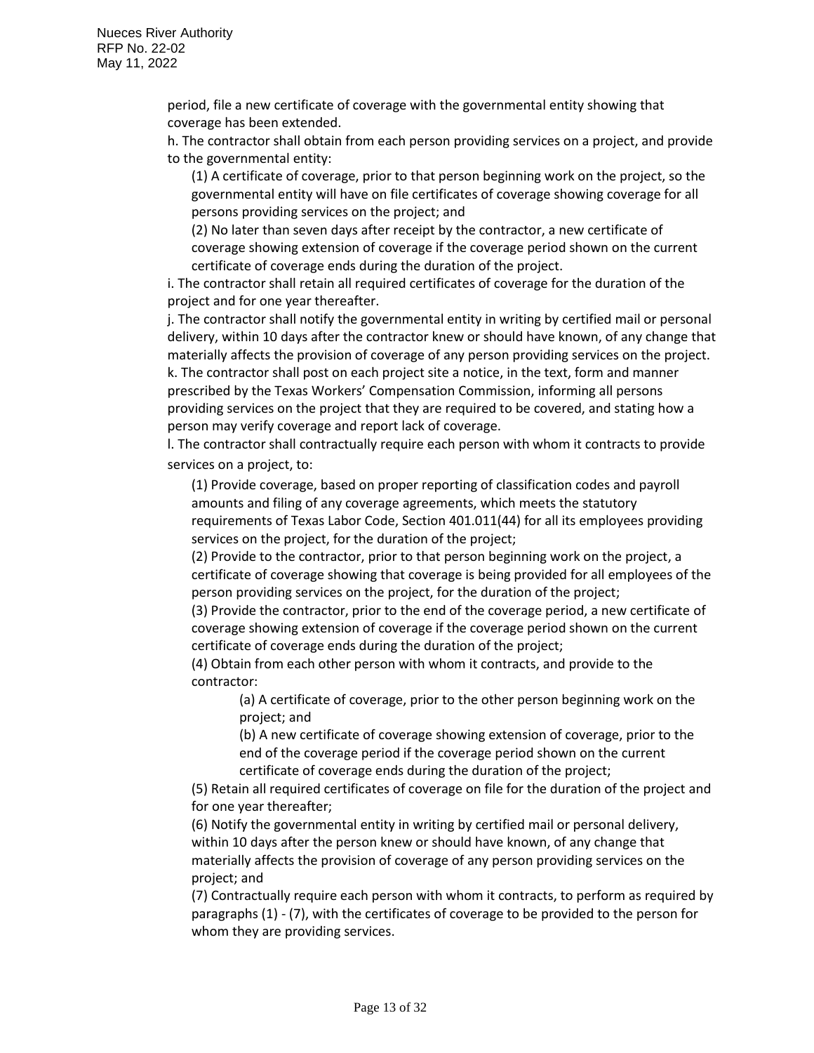period, file a new certificate of coverage with the governmental entity showing that coverage has been extended.

h. The contractor shall obtain from each person providing services on a project, and provide to the governmental entity:

(1) A certificate of coverage, prior to that person beginning work on the project, so the governmental entity will have on file certificates of coverage showing coverage for all persons providing services on the project; and

(2) No later than seven days after receipt by the contractor, a new certificate of coverage showing extension of coverage if the coverage period shown on the current certificate of coverage ends during the duration of the project.

i. The contractor shall retain all required certificates of coverage for the duration of the project and for one year thereafter.

j. The contractor shall notify the governmental entity in writing by certified mail or personal delivery, within 10 days after the contractor knew or should have known, of any change that materially affects the provision of coverage of any person providing services on the project.

k. The contractor shall post on each project site a notice, in the text, form and manner prescribed by the Texas Workers' Compensation Commission, informing all persons providing services on the project that they are required to be covered, and stating how a person may verify coverage and report lack of coverage.

l. The contractor shall contractually require each person with whom it contracts to provide services on a project, to:

(1) Provide coverage, based on proper reporting of classification codes and payroll amounts and filing of any coverage agreements, which meets the statutory requirements of Texas Labor Code, Section 401.011(44) for all its employees providing services on the project, for the duration of the project;

(2) Provide to the contractor, prior to that person beginning work on the project, a certificate of coverage showing that coverage is being provided for all employees of the person providing services on the project, for the duration of the project;

(3) Provide the contractor, prior to the end of the coverage period, a new certificate of coverage showing extension of coverage if the coverage period shown on the current certificate of coverage ends during the duration of the project;

(4) Obtain from each other person with whom it contracts, and provide to the contractor:

(a) A certificate of coverage, prior to the other person beginning work on the project; and

(b) A new certificate of coverage showing extension of coverage, prior to the end of the coverage period if the coverage period shown on the current certificate of coverage ends during the duration of the project;

(5) Retain all required certificates of coverage on file for the duration of the project and for one year thereafter;

(6) Notify the governmental entity in writing by certified mail or personal delivery, within 10 days after the person knew or should have known, of any change that materially affects the provision of coverage of any person providing services on the project; and

(7) Contractually require each person with whom it contracts, to perform as required by paragraphs (1) - (7), with the certificates of coverage to be provided to the person for whom they are providing services.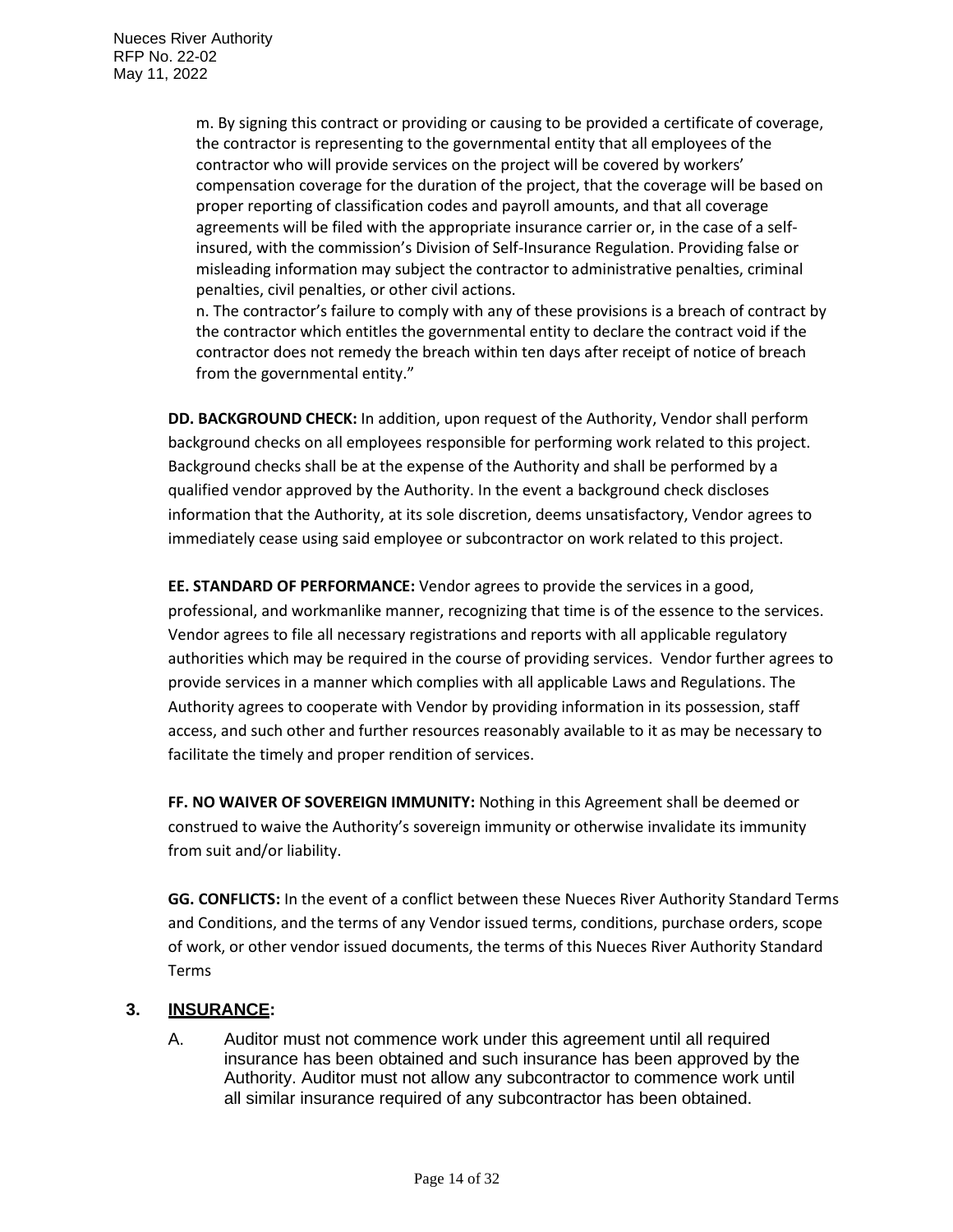m. By signing this contract or providing or causing to be provided a certificate of coverage, the contractor is representing to the governmental entity that all employees of the contractor who will provide services on the project will be covered by workers' compensation coverage for the duration of the project, that the coverage will be based on proper reporting of classification codes and payroll amounts, and that all coverage agreements will be filed with the appropriate insurance carrier or, in the case of a self-insured, with the commission's Division of Self-Insurance Regulation. Providing false or misleading information may subject the contractor to administrative penalties, criminal penalties, civil penalties, or other civil actions.

n. The contractor's failure to comply with any of these provisions is a breach of contract by the contractor which entitles the governmental entity to declare the contract void if the contractor does not remedy the breach within ten days after receipt of notice of breach from the governmental entity."

**DD. BACKGROUND CHECK:** In addition, upon request of the Authority, Vendor shall perform background checks on all employees responsible for performing work related to this project. Background checks shall be at the expense of the Authority and shall be performed by a qualified vendor approved by the Authority. In the event a background check discloses information that the Authority, at its sole discretion, deems unsatisfactory, Vendor agrees to immediately cease using said employee or subcontractor on work related to this project.

**EE. STANDARD OF PERFORMANCE:** Vendor agrees to provide the services in a good, professional, and workmanlike manner, recognizing that time is of the essence to the services. Vendor agrees to file all necessary registrations and reports with all applicable regulatory authorities which may be required in the course of providing services. Vendor further agrees to provide services in a manner which complies with all applicable Laws and Regulations. The Authority agrees to cooperate with Vendor by providing information in its possession, staff access, and such other and further resources reasonably available to it as may be necessary to facilitate the timely and proper rendition of services.

**FF. NO WAIVER OF SOVEREIGN IMMUNITY:** Nothing in this Agreement shall be deemed or construed to waive the Authority's sovereign immunity or otherwise invalidate its immunity from suit and/or liability.

**GG. CONFLICTS:** In the event of a conflict between these Nueces River Authority Standard Terms and Conditions, and the terms of any Vendor issued terms, conditions, purchase orders, scope of work, or other vendor issued documents, the terms of this Nueces River Authority Standard Terms

## 3. INSURANCE:

A. Auditor must not commence work under this agreement until all required insurance has been obtained and such insurance has been approved by the Authority. Auditor must not allow any subcontractor to commence work until all similar insurance required of any subcontractor has been obtained.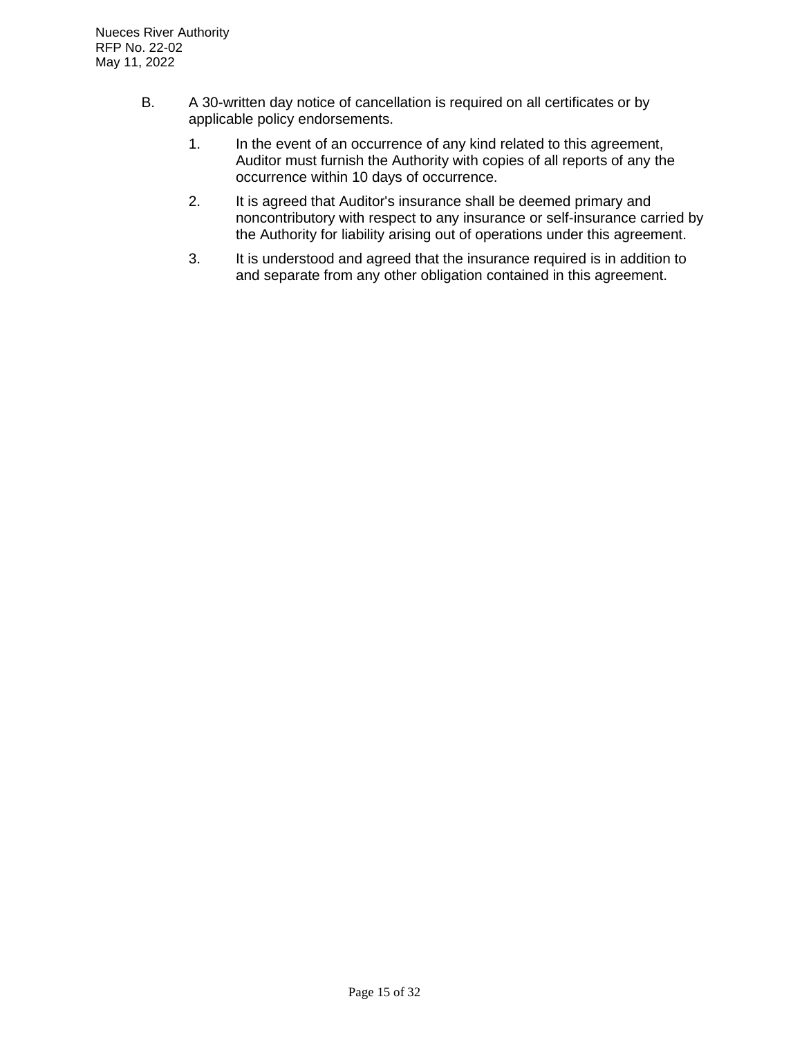B. A 30-written day notice of cancellation is required on all certificates or by applicable policy endorsements.

   1. In the event of an occurrence of any kind related to this agreement, Auditor must furnish the Authority with copies of all reports of any the occurrence within 10 days of occurrence.

   2. It is agreed that Auditor's insurance shall be deemed primary and noncontributory with respect to any insurance or self-insurance carried by the Authority for liability arising out of operations under this agreement.

   3. It is understood and agreed that the insurance required is in addition to and separate from any other obligation contained in this agreement.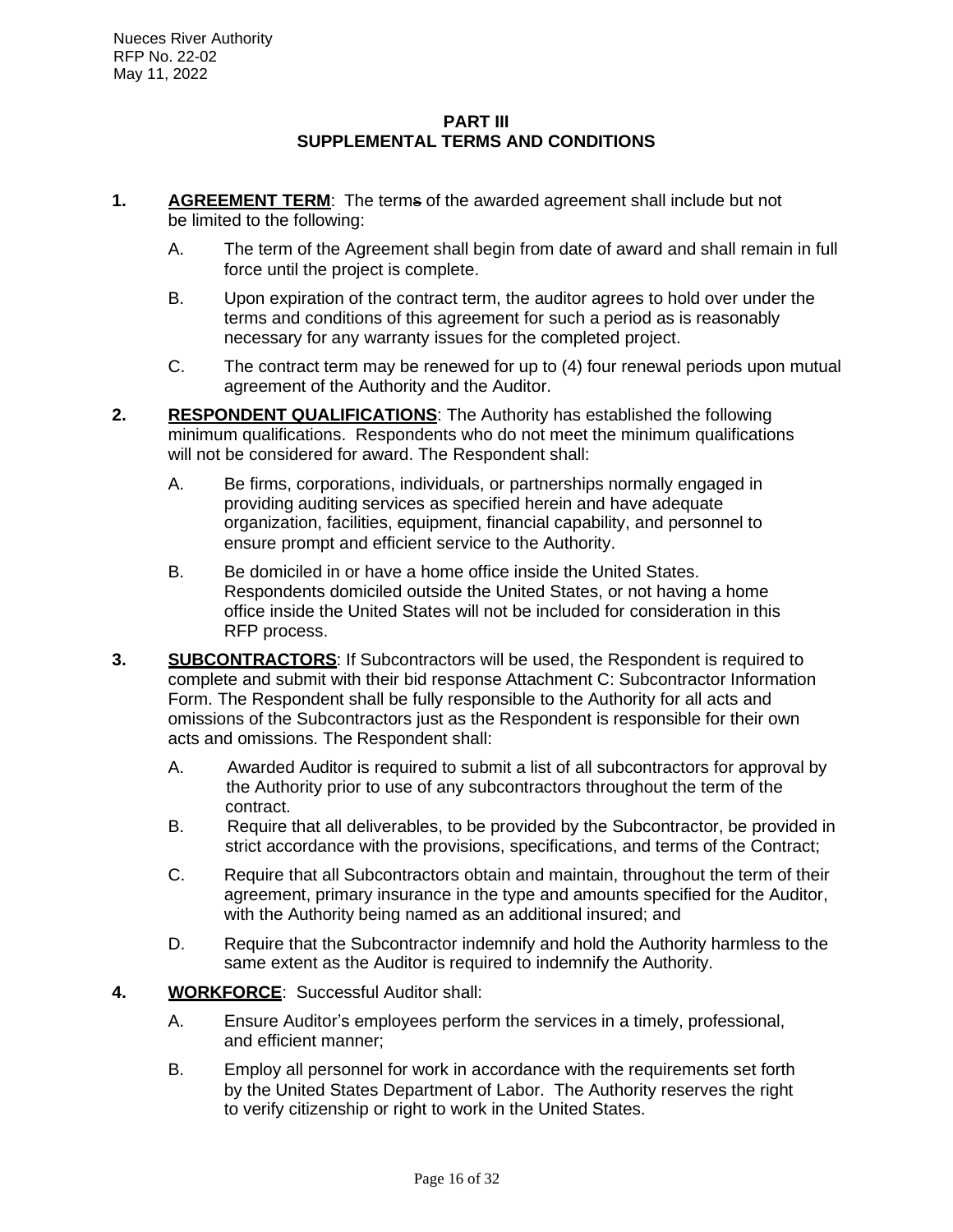Nueces River Authority
RFP No. 22-02
May 11, 2022

## PART III
## SUPPLEMENTAL TERMS AND CONDITIONS

**1. AGREEMENT TERM**: The terms of the awarded agreement shall include but not be limited to the following:

A. The term of the Agreement shall begin from date of award and shall remain in full force until the project is complete.

B. Upon expiration of the contract term, the auditor agrees to hold over under the terms and conditions of this agreement for such a period as is reasonably necessary for any warranty issues for the completed project.

C. The contract term may be renewed for up to (4) four renewal periods upon mutual agreement of the Authority and the Auditor.

**2. RESPONDENT QUALIFICATIONS**: The Authority has established the following minimum qualifications. Respondents who do not meet the minimum qualifications will not be considered for award. The Respondent shall:

A. Be firms, corporations, individuals, or partnerships normally engaged in providing auditing services as specified herein and have adequate organization, facilities, equipment, financial capability, and personnel to ensure prompt and efficient service to the Authority.

B. Be domiciled in or have a home office inside the United States. Respondents domiciled outside the United States, or not having a home office inside the United States will not be included for consideration in this RFP process.

**3. SUBCONTRACTORS**: If Subcontractors will be used, the Respondent is required to complete and submit with their bid response Attachment C: Subcontractor Information Form. The Respondent shall be fully responsible to the Authority for all acts and omissions of the Subcontractors just as the Respondent is responsible for their own acts and omissions. The Respondent shall:

A. Awarded Auditor is required to submit a list of all subcontractors for approval by the Authority prior to use of any subcontractors throughout the term of the contract.

B. Require that all deliverables, to be provided by the Subcontractor, be provided in strict accordance with the provisions, specifications, and terms of the Contract;

C. Require that all Subcontractors obtain and maintain, throughout the term of their agreement, primary insurance in the type and amounts specified for the Auditor, with the Authority being named as an additional insured; and

D. Require that the Subcontractor indemnify and hold the Authority harmless to the same extent as the Auditor is required to indemnify the Authority.

**4. WORKFORCE**: Successful Auditor shall:

A. Ensure Auditor's employees perform the services in a timely, professional, and efficient manner;

B. Employ all personnel for work in accordance with the requirements set forth by the United States Department of Labor. The Authority reserves the right to verify citizenship or right to work in the United States.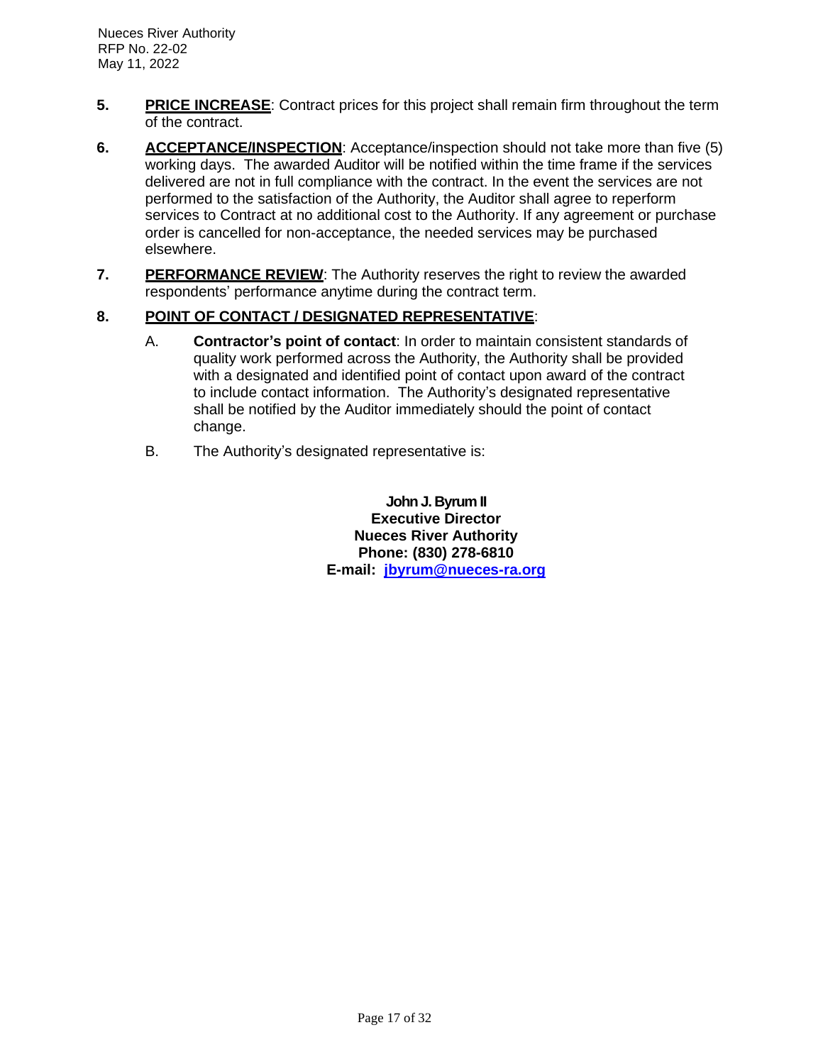5. **PRICE INCREASE**: Contract prices for this project shall remain firm throughout the term of the contract.

6. **ACCEPTANCE/INSPECTION**: Acceptance/inspection should not take more than five (5) working days. The awarded Auditor will be notified within the time frame if the services delivered are not in full compliance with the contract. In the event the services are not performed to the satisfaction of the Authority, the Auditor shall agree to reperform services to Contract at no additional cost to the Authority. If any agreement or purchase order is cancelled for non-acceptance, the needed services may be purchased elsewhere.

7. **PERFORMANCE REVIEW**: The Authority reserves the right to review the awarded respondents' performance anytime during the contract term.

8. **POINT OF CONTACT / DESIGNATED REPRESENTATIVE**:

   A. **Contractor's point of contact**: In order to maintain consistent standards of quality work performed across the Authority, the Authority shall be provided with a designated and identified point of contact upon award of the contract to include contact information. The Authority's designated representative shall be notified by the Auditor immediately should the point of contact change.

   B. The Authority's designated representative is:

**John J. Byrum II**
**Executive Director**
**Nueces River Authority**
**Phone: (830) 278-6810**
**E-mail: jbyrum@nueces-ra.org**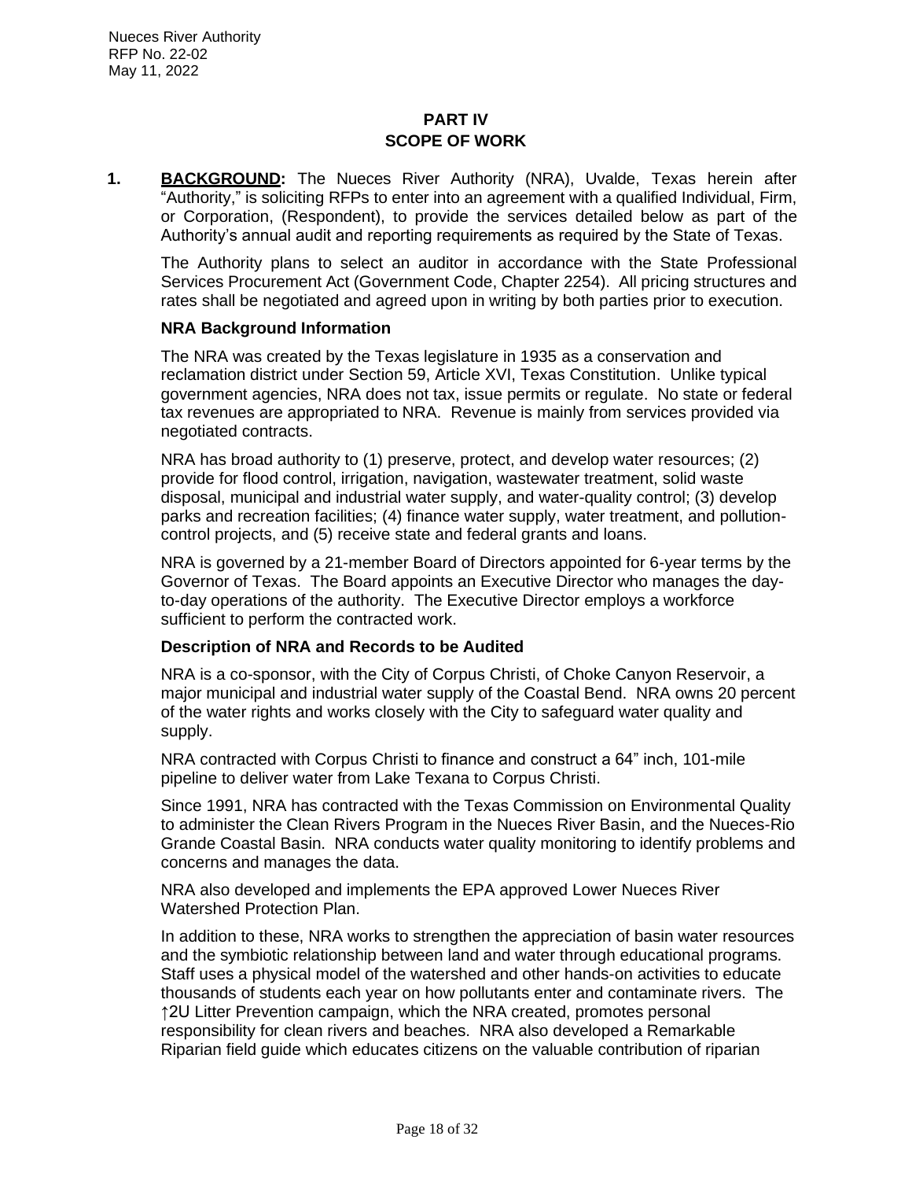## PART IV
## SCOPE OF WORK

**1.** **BACKGROUND:** The Nueces River Authority (NRA), Uvalde, Texas herein after "Authority," is soliciting RFPs to enter into an agreement with a qualified Individual, Firm, or Corporation, (Respondent), to provide the services detailed below as part of the Authority's annual audit and reporting requirements as required by the State of Texas.

The Authority plans to select an auditor in accordance with the State Professional Services Procurement Act (Government Code, Chapter 2254). All pricing structures and rates shall be negotiated and agreed upon in writing by both parties prior to execution.

**NRA Background Information**

The NRA was created by the Texas legislature in 1935 as a conservation and reclamation district under Section 59, Article XVI, Texas Constitution. Unlike typical government agencies, NRA does not tax, issue permits or regulate. No state or federal tax revenues are appropriated to NRA. Revenue is mainly from services provided via negotiated contracts.

NRA has broad authority to (1) preserve, protect, and develop water resources; (2) provide for flood control, irrigation, navigation, wastewater treatment, solid waste disposal, municipal and industrial water supply, and water-quality control; (3) develop parks and recreation facilities; (4) finance water supply, water treatment, and pollution-control projects, and (5) receive state and federal grants and loans.

NRA is governed by a 21-member Board of Directors appointed for 6-year terms by the Governor of Texas. The Board appoints an Executive Director who manages the day-to-day operations of the authority. The Executive Director employs a workforce sufficient to perform the contracted work.

**Description of NRA and Records to be Audited**

NRA is a co-sponsor, with the City of Corpus Christi, of Choke Canyon Reservoir, a major municipal and industrial water supply of the Coastal Bend. NRA owns 20 percent of the water rights and works closely with the City to safeguard water quality and supply.

NRA contracted with Corpus Christi to finance and construct a 64" inch, 101-mile pipeline to deliver water from Lake Texana to Corpus Christi.

Since 1991, NRA has contracted with the Texas Commission on Environmental Quality to administer the Clean Rivers Program in the Nueces River Basin, and the Nueces-Rio Grande Coastal Basin. NRA conducts water quality monitoring to identify problems and concerns and manages the data.

NRA also developed and implements the EPA approved Lower Nueces River Watershed Protection Plan.

In addition to these, NRA works to strengthen the appreciation of basin water resources and the symbiotic relationship between land and water through educational programs. Staff uses a physical model of the watershed and other hands-on activities to educate thousands of students each year on how pollutants enter and contaminate rivers. The ↑2U Litter Prevention campaign, which the NRA created, promotes personal responsibility for clean rivers and beaches. NRA also developed a Remarkable Riparian field guide which educates citizens on the valuable contribution of riparian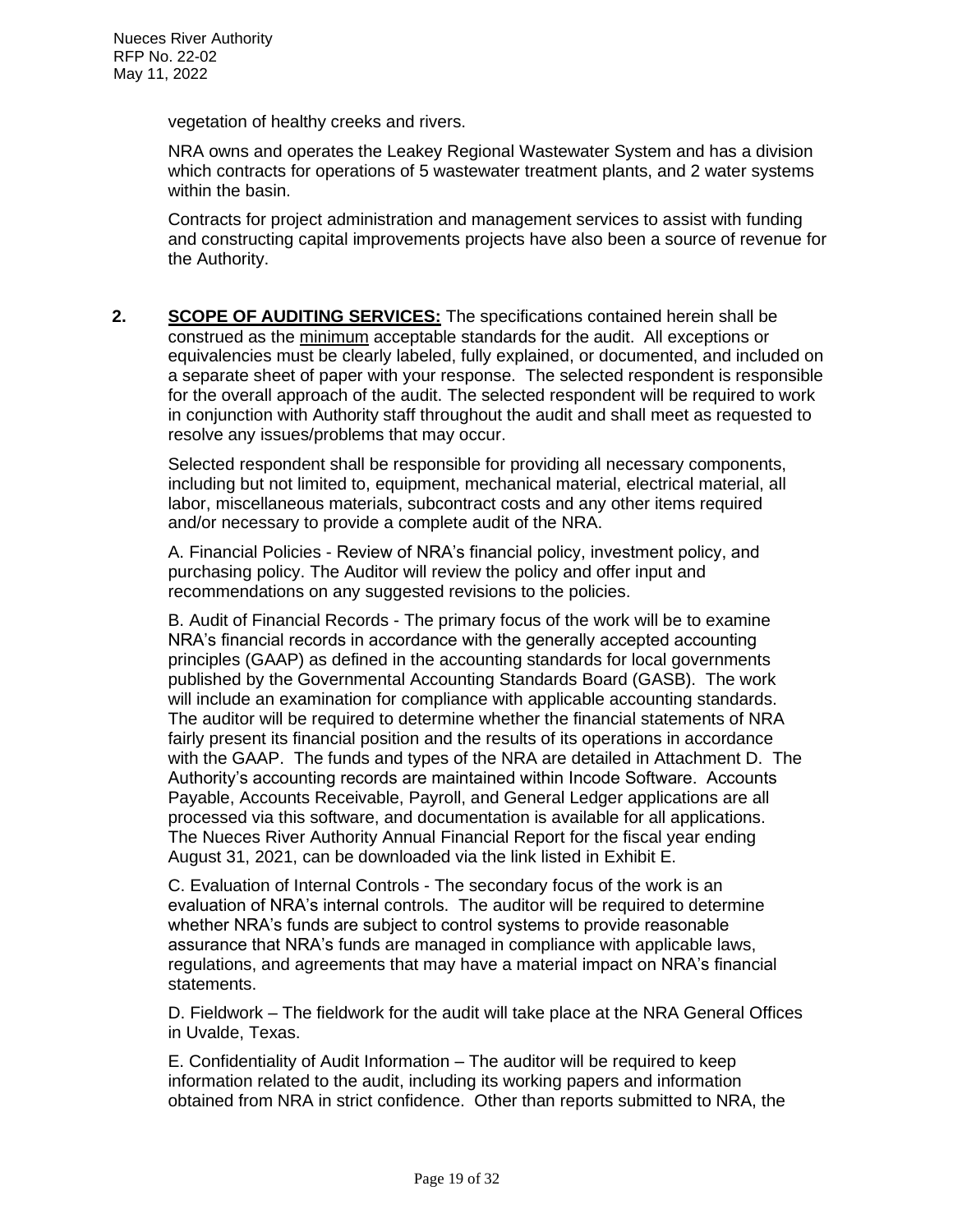vegetation of healthy creeks and rivers.

NRA owns and operates the Leakey Regional Wastewater System and has a division which contracts for operations of 5 wastewater treatment plants, and 2 water systems within the basin.

Contracts for project administration and management services to assist with funding and constructing capital improvements projects have also been a source of revenue for the Authority.

**2. SCOPE OF AUDITING SERVICES:** The specifications contained herein shall be construed as the minimum acceptable standards for the audit. All exceptions or equivalencies must be clearly labeled, fully explained, or documented, and included on a separate sheet of paper with your response. The selected respondent is responsible for the overall approach of the audit. The selected respondent will be required to work in conjunction with Authority staff throughout the audit and shall meet as requested to resolve any issues/problems that may occur.

Selected respondent shall be responsible for providing all necessary components, including but not limited to, equipment, mechanical material, electrical material, all labor, miscellaneous materials, subcontract costs and any other items required and/or necessary to provide a complete audit of the NRA.

A. Financial Policies - Review of NRA's financial policy, investment policy, and purchasing policy. The Auditor will review the policy and offer input and recommendations on any suggested revisions to the policies.

B. Audit of Financial Records - The primary focus of the work will be to examine NRA's financial records in accordance with the generally accepted accounting principles (GAAP) as defined in the accounting standards for local governments published by the Governmental Accounting Standards Board (GASB). The work will include an examination for compliance with applicable accounting standards. The auditor will be required to determine whether the financial statements of NRA fairly present its financial position and the results of its operations in accordance with the GAAP. The funds and types of the NRA are detailed in Attachment D. The Authority's accounting records are maintained within Incode Software. Accounts Payable, Accounts Receivable, Payroll, and General Ledger applications are all processed via this software, and documentation is available for all applications. The Nueces River Authority Annual Financial Report for the fiscal year ending August 31, 2021, can be downloaded via the link listed in Exhibit E.

C. Evaluation of Internal Controls - The secondary focus of the work is an evaluation of NRA's internal controls. The auditor will be required to determine whether NRA's funds are subject to control systems to provide reasonable assurance that NRA's funds are managed in compliance with applicable laws, regulations, and agreements that may have a material impact on NRA's financial statements.

D. Fieldwork – The fieldwork for the audit will take place at the NRA General Offices in Uvalde, Texas.

E. Confidentiality of Audit Information – The auditor will be required to keep information related to the audit, including its working papers and information obtained from NRA in strict confidence. Other than reports submitted to NRA, the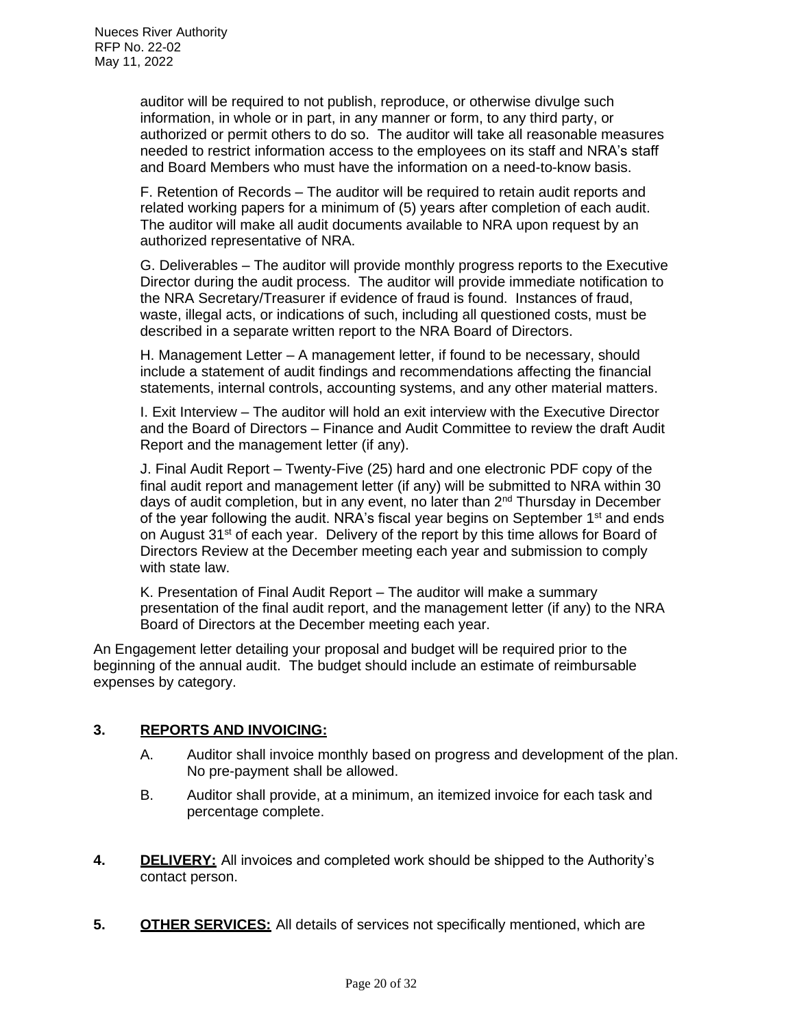auditor will be required to not publish, reproduce, or otherwise divulge such information, in whole or in part, in any manner or form, to any third party, or authorized or permit others to do so. The auditor will take all reasonable measures needed to restrict information access to the employees on its staff and NRA's staff and Board Members who must have the information on a need-to-know basis.

F. Retention of Records – The auditor will be required to retain audit reports and related working papers for a minimum of (5) years after completion of each audit. The auditor will make all audit documents available to NRA upon request by an authorized representative of NRA.

G. Deliverables – The auditor will provide monthly progress reports to the Executive Director during the audit process. The auditor will provide immediate notification to the NRA Secretary/Treasurer if evidence of fraud is found. Instances of fraud, waste, illegal acts, or indications of such, including all questioned costs, must be described in a separate written report to the NRA Board of Directors.

H. Management Letter – A management letter, if found to be necessary, should include a statement of audit findings and recommendations affecting the financial statements, internal controls, accounting systems, and any other material matters.

I. Exit Interview – The auditor will hold an exit interview with the Executive Director and the Board of Directors – Finance and Audit Committee to review the draft Audit Report and the management letter (if any).

J. Final Audit Report – Twenty-Five (25) hard and one electronic PDF copy of the final audit report and management letter (if any) will be submitted to NRA within 30 days of audit completion, but in any event, no later than 2nd Thursday in December of the year following the audit. NRA's fiscal year begins on September 1st and ends on August 31st of each year. Delivery of the report by this time allows for Board of Directors Review at the December meeting each year and submission to comply with state law.

K. Presentation of Final Audit Report – The auditor will make a summary presentation of the final audit report, and the management letter (if any) to the NRA Board of Directors at the December meeting each year.

An Engagement letter detailing your proposal and budget will be required prior to the beginning of the annual audit. The budget should include an estimate of reimbursable expenses by category.

**3. <u>REPORTS AND INVOICING:</u>**

A. Auditor shall invoice monthly based on progress and development of the plan. No pre-payment shall be allowed.

B. Auditor shall provide, at a minimum, an itemized invoice for each task and percentage complete.

**4. <u>DELIVERY:</u>** All invoices and completed work should be shipped to the Authority's contact person.

**5. <u>OTHER SERVICES:</u>** All details of services not specifically mentioned, which are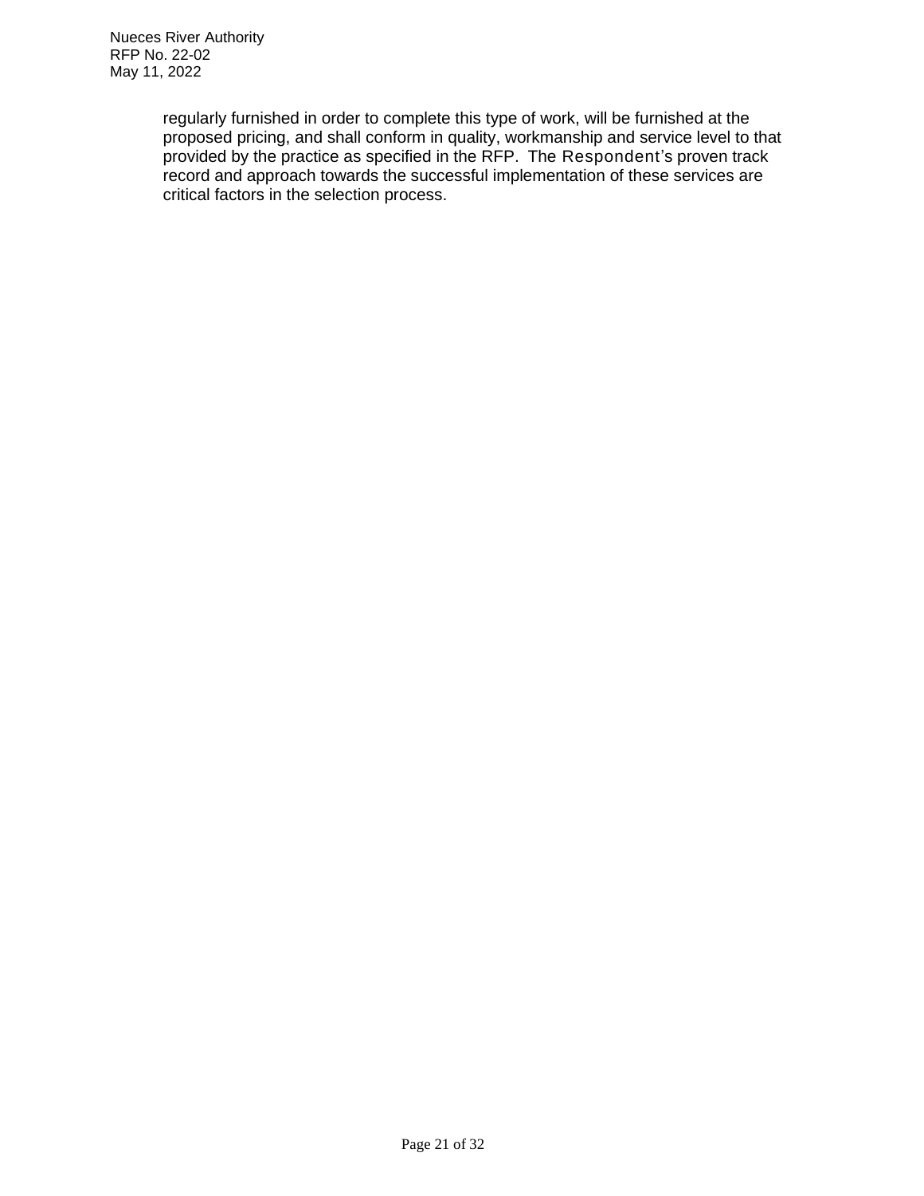regularly furnished in order to complete this type of work, will be furnished at the proposed pricing, and shall conform in quality, workmanship and service level to that provided by the practice as specified in the RFP. The Respondent's proven track record and approach towards the successful implementation of these services are critical factors in the selection process.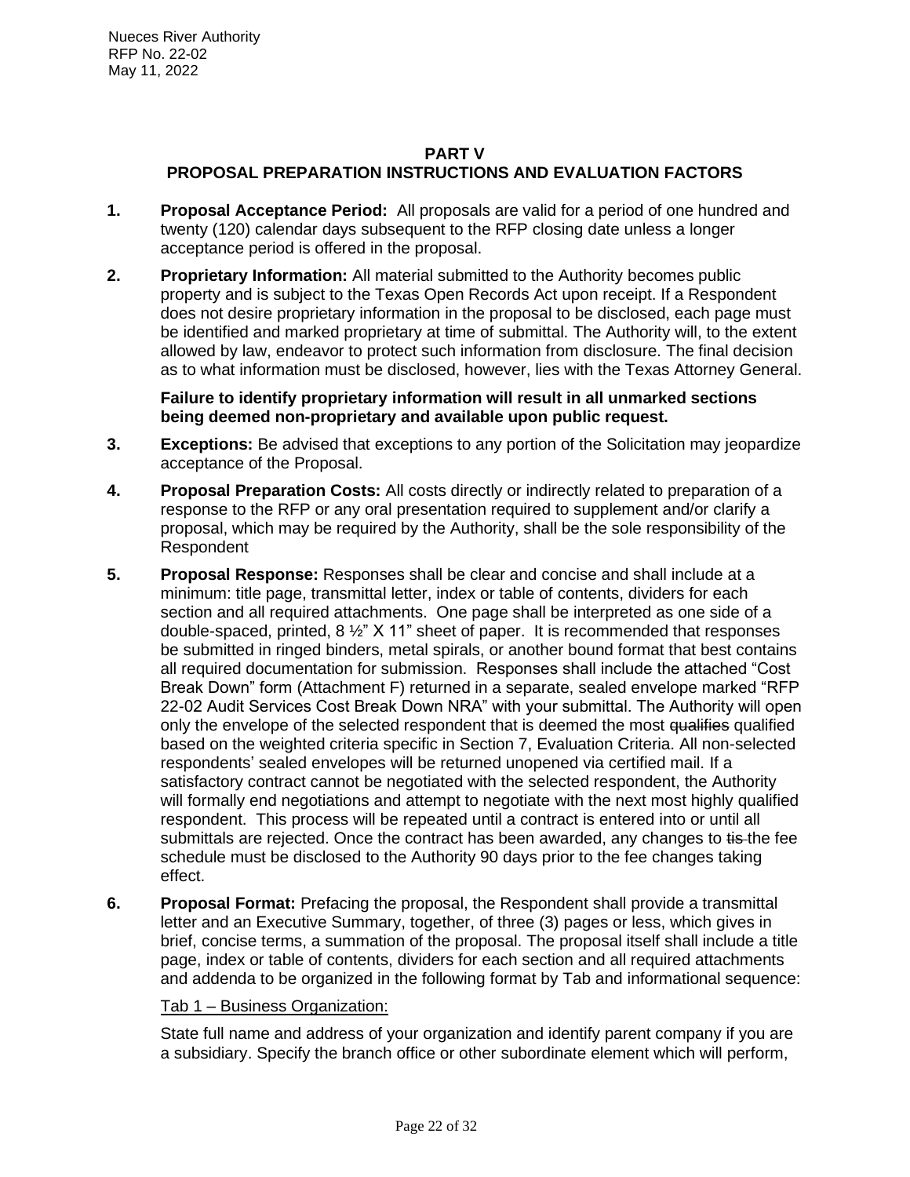## PART V
## PROPOSAL PREPARATION INSTRUCTIONS AND EVALUATION FACTORS

**1. Proposal Acceptance Period:** All proposals are valid for a period of one hundred and twenty (120) calendar days subsequent to the RFP closing date unless a longer acceptance period is offered in the proposal.

**2. Proprietary Information:** All material submitted to the Authority becomes public property and is subject to the Texas Open Records Act upon receipt. If a Respondent does not desire proprietary information in the proposal to be disclosed, each page must be identified and marked proprietary at time of submittal. The Authority will, to the extent allowed by law, endeavor to protect such information from disclosure. The final decision as to what information must be disclosed, however, lies with the Texas Attorney General.

**Failure to identify proprietary information will result in all unmarked sections being deemed non-proprietary and available upon public request.**

**3. Exceptions:** Be advised that exceptions to any portion of the Solicitation may jeopardize acceptance of the Proposal.

**4. Proposal Preparation Costs:** All costs directly or indirectly related to preparation of a response to the RFP or any oral presentation required to supplement and/or clarify a proposal, which may be required by the Authority, shall be the sole responsibility of the Respondent

**5. Proposal Response:** Responses shall be clear and concise and shall include at a minimum: title page, transmittal letter, index or table of contents, dividers for each section and all required attachments. One page shall be interpreted as one side of a double-spaced, printed, 8 ½" X 11" sheet of paper. It is recommended that responses be submitted in ringed binders, metal spirals, or another bound format that best contains all required documentation for submission. Responses shall include the attached "Cost Break Down" form (Attachment F) returned in a separate, sealed envelope marked "RFP 22-02 Audit Services Cost Break Down NRA" with your submittal. The Authority will open only the envelope of the selected respondent that is deemed the most ~~qualifies~~ qualified based on the weighted criteria specific in Section 7, Evaluation Criteria. All non-selected respondents' sealed envelopes will be returned unopened via certified mail. If a satisfactory contract cannot be negotiated with the selected respondent, the Authority will formally end negotiations and attempt to negotiate with the next most highly qualified respondent. This process will be repeated until a contract is entered into or until all submittals are rejected. Once the contract has been awarded, any changes to ~~tis~~ the fee schedule must be disclosed to the Authority 90 days prior to the fee changes taking effect.

**6. Proposal Format:** Prefacing the proposal, the Respondent shall provide a transmittal letter and an Executive Summary, together, of three (3) pages or less, which gives in brief, concise terms, a summation of the proposal. The proposal itself shall include a title page, index or table of contents, dividers for each section and all required attachments and addenda to be organized in the following format by Tab and informational sequence:

<u>Tab 1 – Business Organization:</u>

State full name and address of your organization and identify parent company if you are a subsidiary. Specify the branch office or other subordinate element which will perform,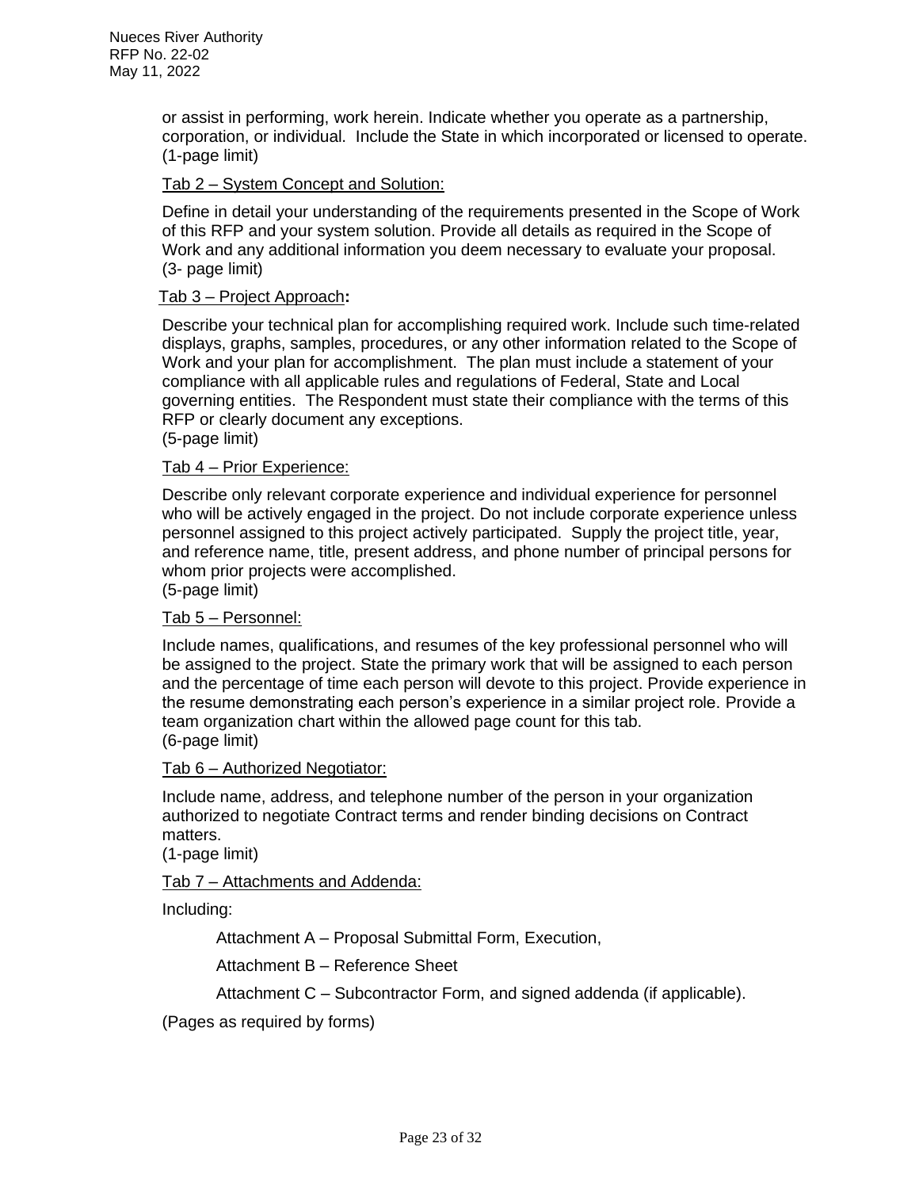or assist in performing, work herein. Indicate whether you operate as a partnership, corporation, or individual. Include the State in which incorporated or licensed to operate. (1-page limit)

Tab 2 – System Concept and Solution:

Define in detail your understanding of the requirements presented in the Scope of Work of this RFP and your system solution. Provide all details as required in the Scope of Work and any additional information you deem necessary to evaluate your proposal. (3- page limit)

Tab 3 – Project Approach**:**

Describe your technical plan for accomplishing required work. Include such time-related displays, graphs, samples, procedures, or any other information related to the Scope of Work and your plan for accomplishment. The plan must include a statement of your compliance with all applicable rules and regulations of Federal, State and Local governing entities. The Respondent must state their compliance with the terms of this RFP or clearly document any exceptions.
(5-page limit)

Tab 4 – Prior Experience:

Describe only relevant corporate experience and individual experience for personnel who will be actively engaged in the project. Do not include corporate experience unless personnel assigned to this project actively participated. Supply the project title, year, and reference name, title, present address, and phone number of principal persons for whom prior projects were accomplished.
(5-page limit)

Tab 5 – Personnel:

Include names, qualifications, and resumes of the key professional personnel who will be assigned to the project. State the primary work that will be assigned to each person and the percentage of time each person will devote to this project. Provide experience in the resume demonstrating each person's experience in a similar project role. Provide a team organization chart within the allowed page count for this tab.
(6-page limit)

Tab 6 – Authorized Negotiator:

Include name, address, and telephone number of the person in your organization authorized to negotiate Contract terms and render binding decisions on Contract matters.
(1-page limit)

Tab 7 – Attachments and Addenda:

Including:

Attachment A – Proposal Submittal Form, Execution,

Attachment B – Reference Sheet

Attachment C – Subcontractor Form, and signed addenda (if applicable).

(Pages as required by forms)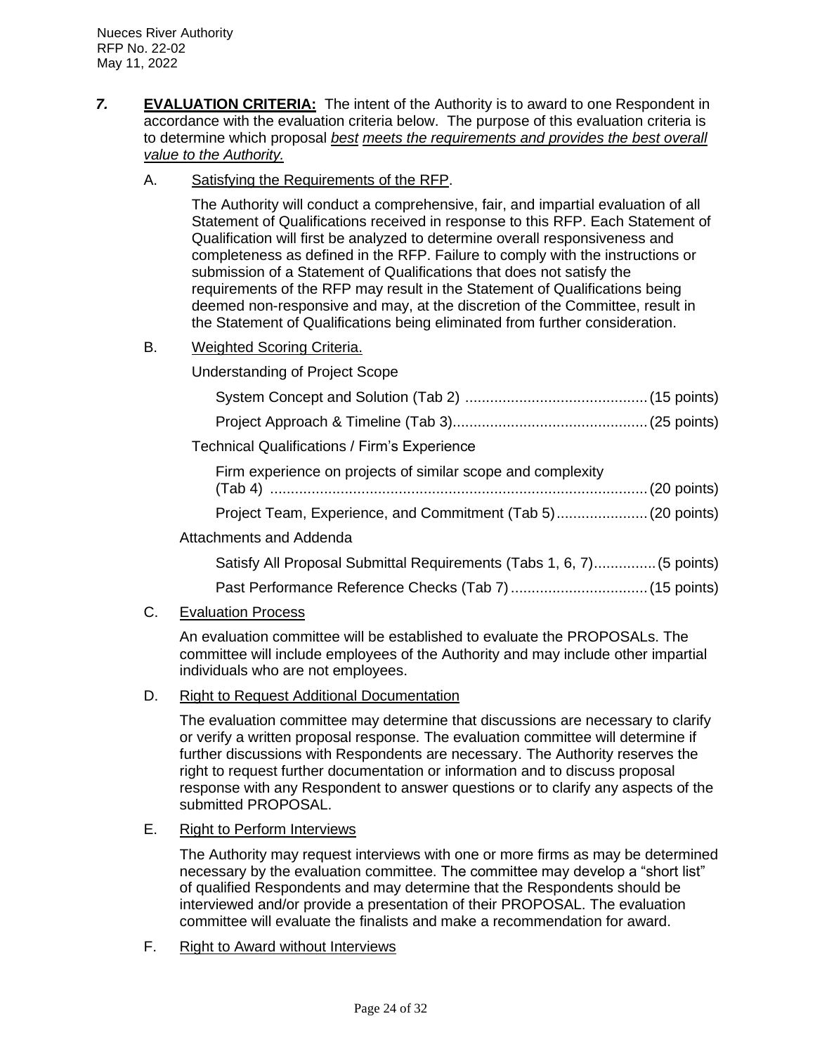***7.*** **EVALUATION CRITERIA:** The intent of the Authority is to award to one Respondent in accordance with the evaluation criteria below. The purpose of this evaluation criteria is to determine which proposal ***best*** ***meets the requirements and provides the best overall value to the Authority.***

A. Satisfying the Requirements of the RFP.

The Authority will conduct a comprehensive, fair, and impartial evaluation of all Statement of Qualifications received in response to this RFP. Each Statement of Qualification will first be analyzed to determine overall responsiveness and completeness as defined in the RFP. Failure to comply with the instructions or submission of a Statement of Qualifications that does not satisfy the requirements of the RFP may result in the Statement of Qualifications being deemed non-responsive and may, at the discretion of the Committee, result in the Statement of Qualifications being eliminated from further consideration.

B. Weighted Scoring Criteria.

Understanding of Project Scope

- System Concept and Solution (Tab 2) ........................................... (15 points)
- Project Approach & Timeline (Tab 3)............................................. (25 points)

Technical Qualifications / Firm's Experience

- Firm experience on projects of similar scope and complexity (Tab 4) .......................................................................................... (20 points)
- Project Team, Experience, and Commitment (Tab 5)...................... (20 points)

Attachments and Addenda

- Satisfy All Proposal Submittal Requirements (Tabs 1, 6, 7)............... (5 points)
- Past Performance Reference Checks (Tab 7)................................ (15 points)

C. Evaluation Process

An evaluation committee will be established to evaluate the PROPOSALs. The committee will include employees of the Authority and may include other impartial individuals who are not employees.

D. Right to Request Additional Documentation

The evaluation committee may determine that discussions are necessary to clarify or verify a written proposal response. The evaluation committee will determine if further discussions with Respondents are necessary. The Authority reserves the right to request further documentation or information and to discuss proposal response with any Respondent to answer questions or to clarify any aspects of the submitted PROPOSAL.

E. Right to Perform Interviews

The Authority may request interviews with one or more firms as may be determined necessary by the evaluation committee. The committee may develop a "short list" of qualified Respondents and may determine that the Respondents should be interviewed and/or provide a presentation of their PROPOSAL. The evaluation committee will evaluate the finalists and make a recommendation for award.

F. Right to Award without Interviews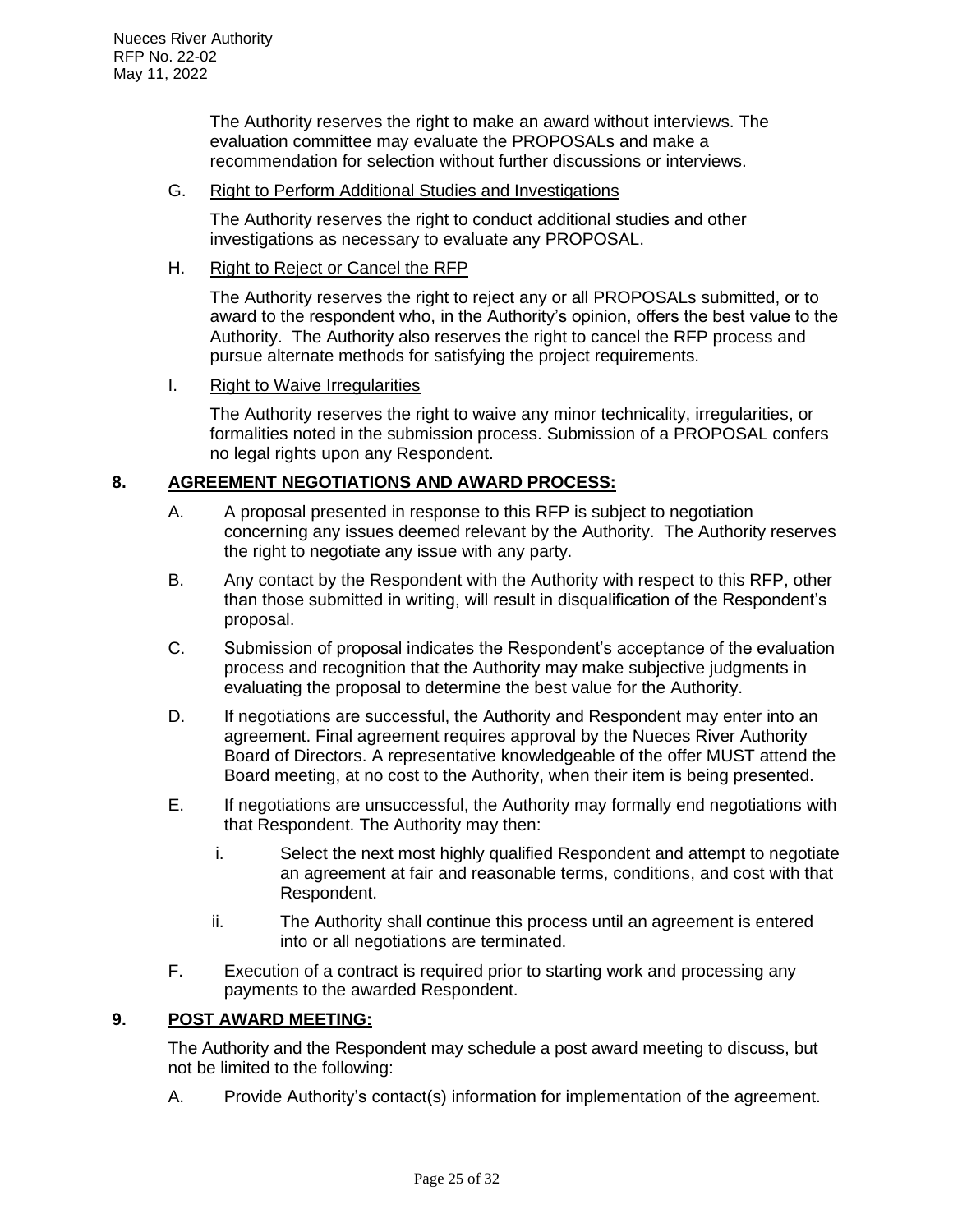The Authority reserves the right to make an award without interviews. The evaluation committee may evaluate the PROPOSALs and make a recommendation for selection without further discussions or interviews.

G. Right to Perform Additional Studies and Investigations

The Authority reserves the right to conduct additional studies and other investigations as necessary to evaluate any PROPOSAL.

H. Right to Reject or Cancel the RFP

The Authority reserves the right to reject any or all PROPOSALs submitted, or to award to the respondent who, in the Authority's opinion, offers the best value to the Authority. The Authority also reserves the right to cancel the RFP process and pursue alternate methods for satisfying the project requirements.

I. Right to Waive Irregularities

The Authority reserves the right to waive any minor technicality, irregularities, or formalities noted in the submission process. Submission of a PROPOSAL confers no legal rights upon any Respondent.

## 8. AGREEMENT NEGOTIATIONS AND AWARD PROCESS:

A. A proposal presented in response to this RFP is subject to negotiation concerning any issues deemed relevant by the Authority. The Authority reserves the right to negotiate any issue with any party.

B. Any contact by the Respondent with the Authority with respect to this RFP, other than those submitted in writing, will result in disqualification of the Respondent's proposal.

C. Submission of proposal indicates the Respondent's acceptance of the evaluation process and recognition that the Authority may make subjective judgments in evaluating the proposal to determine the best value for the Authority.

D. If negotiations are successful, the Authority and Respondent may enter into an agreement. Final agreement requires approval by the Nueces River Authority Board of Directors. A representative knowledgeable of the offer MUST attend the Board meeting, at no cost to the Authority, when their item is being presented.

E. If negotiations are unsuccessful, the Authority may formally end negotiations with that Respondent. The Authority may then:

   i. Select the next most highly qualified Respondent and attempt to negotiate an agreement at fair and reasonable terms, conditions, and cost with that Respondent.

   ii. The Authority shall continue this process until an agreement is entered into or all negotiations are terminated.

F. Execution of a contract is required prior to starting work and processing any payments to the awarded Respondent.

## 9. POST AWARD MEETING:

The Authority and the Respondent may schedule a post award meeting to discuss, but not be limited to the following:

A. Provide Authority's contact(s) information for implementation of the agreement.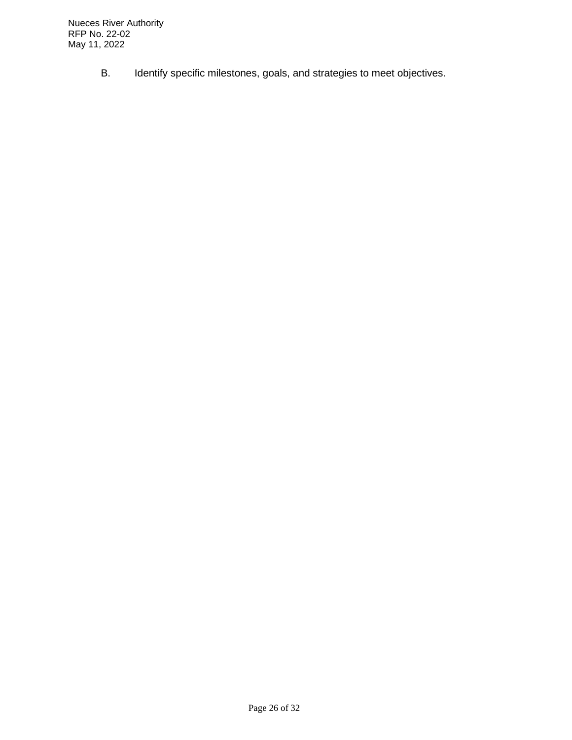B. Identify specific milestones, goals, and strategies to meet objectives.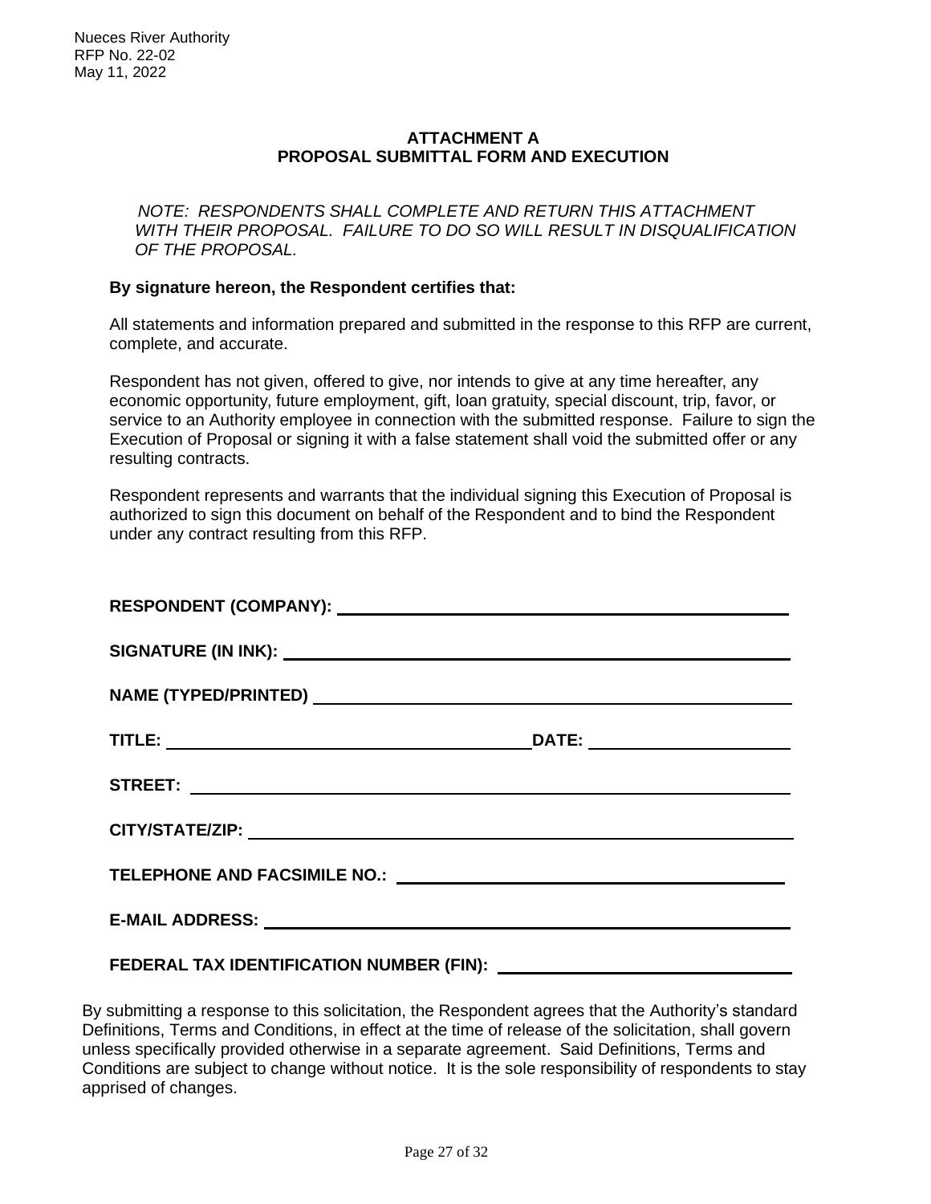## ATTACHMENT A
## PROPOSAL SUBMITTAL FORM AND EXECUTION

*NOTE: RESPONDENTS SHALL COMPLETE AND RETURN THIS ATTACHMENT WITH THEIR PROPOSAL. FAILURE TO DO SO WILL RESULT IN DISQUALIFICATION OF THE PROPOSAL.*

**By signature hereon, the Respondent certifies that:**

All statements and information prepared and submitted in the response to this RFP are current, complete, and accurate.

Respondent has not given, offered to give, nor intends to give at any time hereafter, any economic opportunity, future employment, gift, loan gratuity, special discount, trip, favor, or service to an Authority employee in connection with the submitted response. Failure to sign the Execution of Proposal or signing it with a false statement shall void the submitted offer or any resulting contracts.

Respondent represents and warrants that the individual signing this Execution of Proposal is authorized to sign this document on behalf of the Respondent and to bind the Respondent under any contract resulting from this RFP.

**RESPONDENT (COMPANY):** ______________________________________________

**SIGNATURE (IN INK):** ______________________________________________

**NAME (TYPED/PRINTED)** ______________________________________________

**TITLE:** ____________________________________ **DATE:** ____________________

**STREET:** ______________________________________________

**CITY/STATE/ZIP:** ______________________________________________

**TELEPHONE AND FACSIMILE NO.:** ______________________________________

**E-MAIL ADDRESS:** ______________________________________________

**FEDERAL TAX IDENTIFICATION NUMBER (FIN):** ____________________________

By submitting a response to this solicitation, the Respondent agrees that the Authority's standard Definitions, Terms and Conditions, in effect at the time of release of the solicitation, shall govern unless specifically provided otherwise in a separate agreement. Said Definitions, Terms and Conditions are subject to change without notice. It is the sole responsibility of respondents to stay apprised of changes.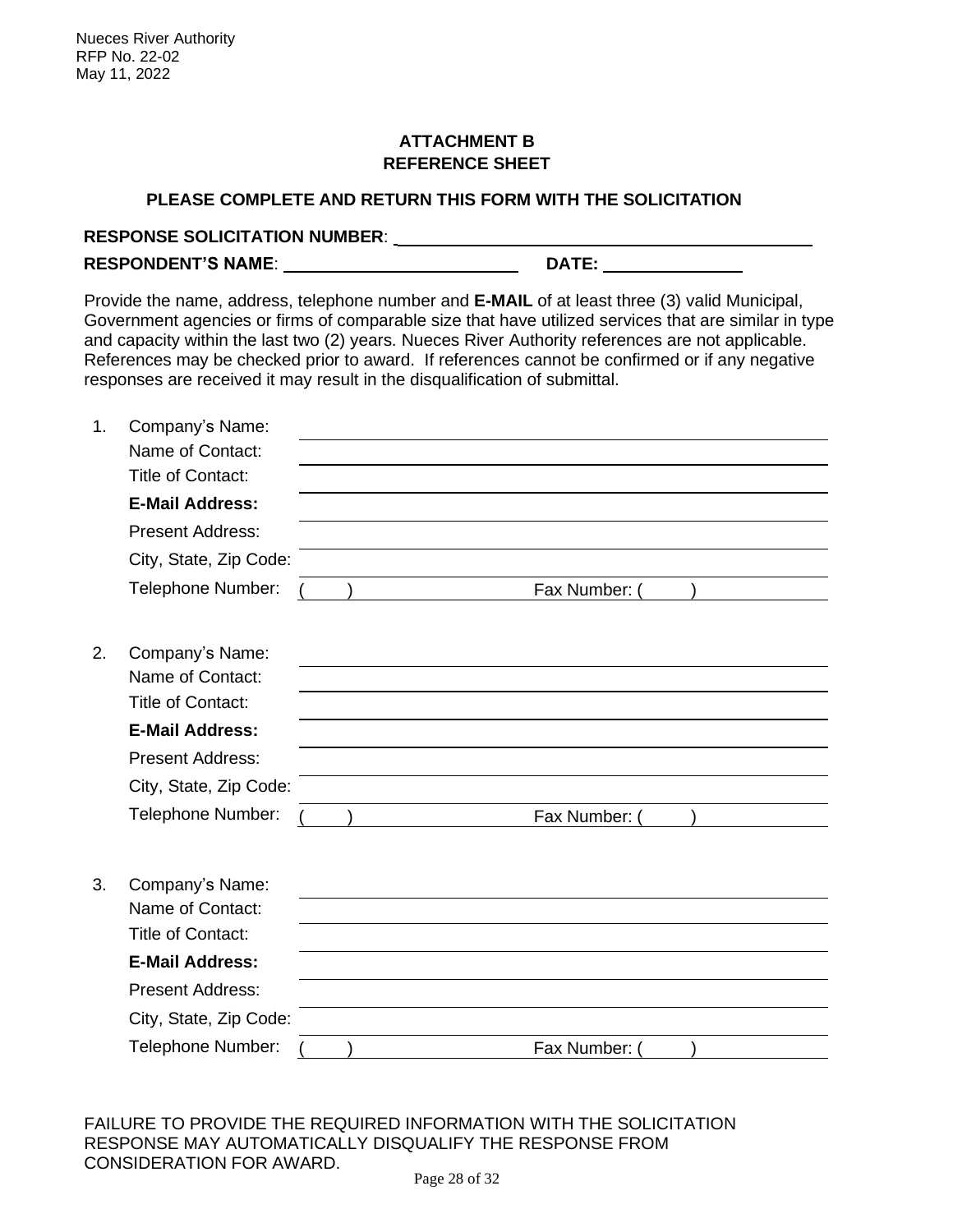Nueces River Authority
RFP No. 22-02
May 11, 2022

## ATTACHMENT B
## REFERENCE SHEET

**PLEASE COMPLETE AND RETURN THIS FORM WITH THE SOLICITATION**

**RESPONSE SOLICITATION NUMBER**: ______________________________

**RESPONDENT'S NAME**: ____________________ **DATE:** ______________

Provide the name, address, telephone number and **E-MAIL** of at least three (3) valid Municipal, Government agencies or firms of comparable size that have utilized services that are similar in type and capacity within the last two (2) years. Nueces River Authority references are not applicable. References may be checked prior to award. If references cannot be confirmed or if any negative responses are received it may result in the disqualification of submittal.

1. Company's Name: ______________________________
   Name of Contact: ______________________________
   Title of Contact: ______________________________
   **E-Mail Address:** ______________________________
   Present Address: ______________________________
   City, State, Zip Code: ______________________________
   Telephone Number: (    ) ______________ Fax Number: (    ) ______________

2. Company's Name: ______________________________
   Name of Contact: ______________________________
   Title of Contact: ______________________________
   **E-Mail Address:** ______________________________
   Present Address: ______________________________
   City, State, Zip Code: ______________________________
   Telephone Number: (    ) ______________ Fax Number: (    ) ______________

3. Company's Name: ______________________________
   Name of Contact: ______________________________
   Title of Contact: ______________________________
   **E-Mail Address:** ______________________________
   Present Address: ______________________________
   City, State, Zip Code: ______________________________
   Telephone Number: (    ) ______________ Fax Number: (    ) ______________

FAILURE TO PROVIDE THE REQUIRED INFORMATION WITH THE SOLICITATION RESPONSE MAY AUTOMATICALLY DISQUALIFY THE RESPONSE FROM CONSIDERATION FOR AWARD.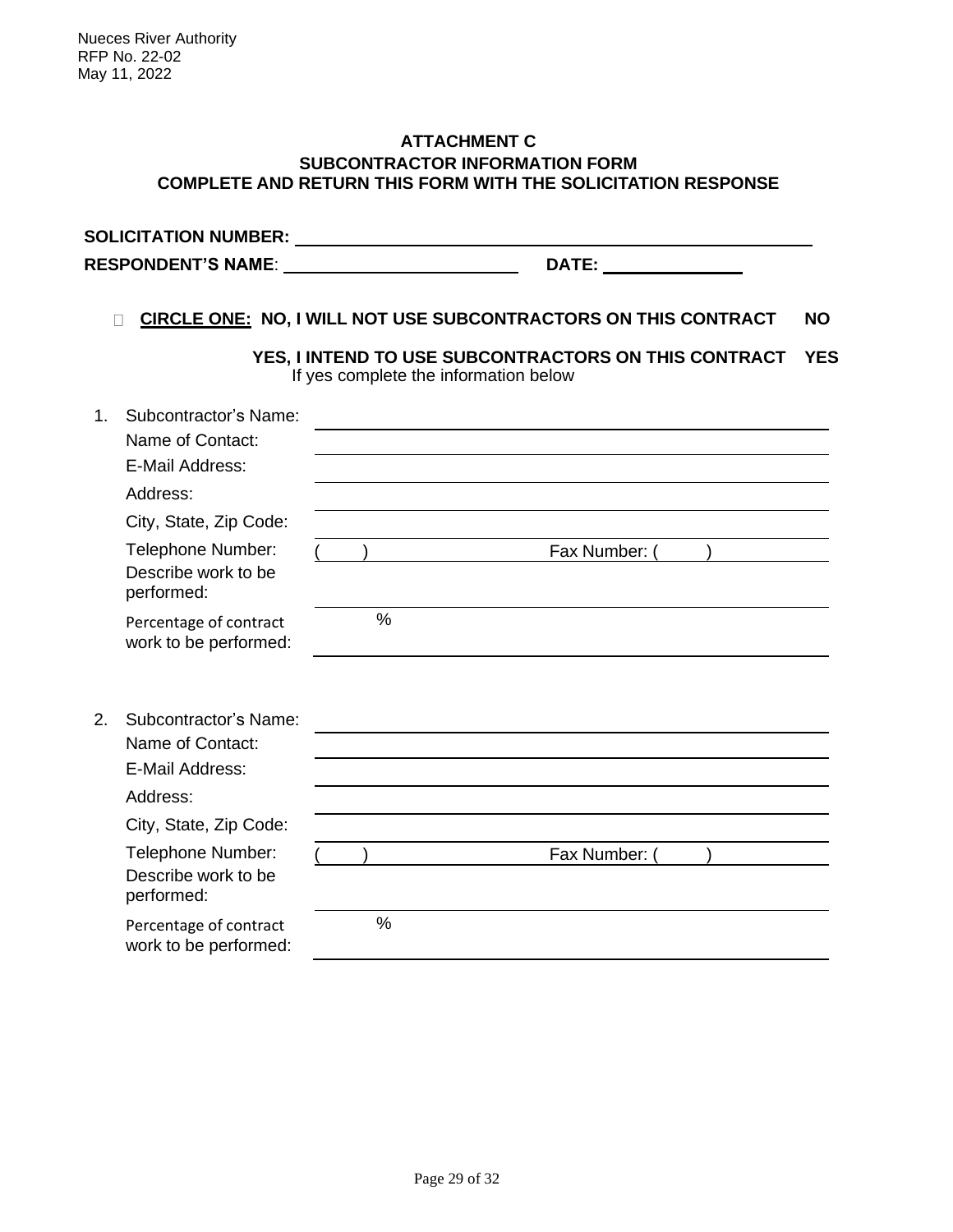Nueces River Authority
RFP No. 22-02
May 11, 2022

**ATTACHMENT C**
**SUBCONTRACTOR INFORMATION FORM**
**COMPLETE AND RETURN THIS FORM WITH THE SOLICITATION RESPONSE**

**SOLICITATION NUMBER:** ______________________________

**RESPONDENT'S NAME**: ______________________ **DATE:** ______________

☐ **CIRCLE ONE: NO, I WILL NOT USE SUBCONTRACTORS ON THIS CONTRACT NO**

**YES, I INTEND TO USE SUBCONTRACTORS ON THIS CONTRACT YES**
If yes complete the information below

1. Subcontractor's Name: ______________________________
   Name of Contact: ______________________________
   E-Mail Address: ______________________________
   Address: ______________________________
   City, State, Zip Code: ______________________________
   Telephone Number: (     ) ______________ Fax Number: (     ) ______________
   Describe work to be performed: ______________________________
   Percentage of contract work to be performed: ______ %

2. Subcontractor's Name: ______________________________
   Name of Contact: ______________________________
   E-Mail Address: ______________________________
   Address: ______________________________
   City, State, Zip Code: ______________________________
   Telephone Number: (     ) ______________ Fax Number: (     ) ______________
   Describe work to be performed: ______________________________
   Percentage of contract work to be performed: ______ %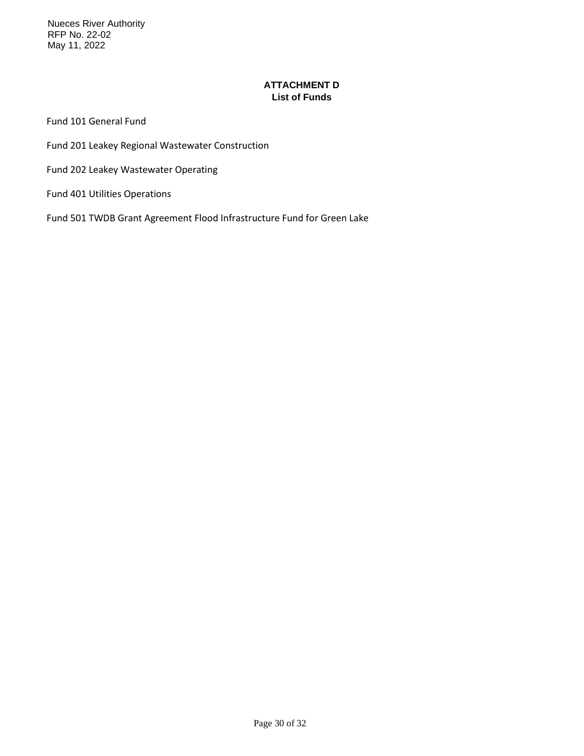# ATTACHMENT D
## List of Funds

Fund 101 General Fund

Fund 201 Leakey Regional Wastewater Construction

Fund 202 Leakey Wastewater Operating

Fund 401 Utilities Operations

Fund 501 TWDB Grant Agreement Flood Infrastructure Fund for Green Lake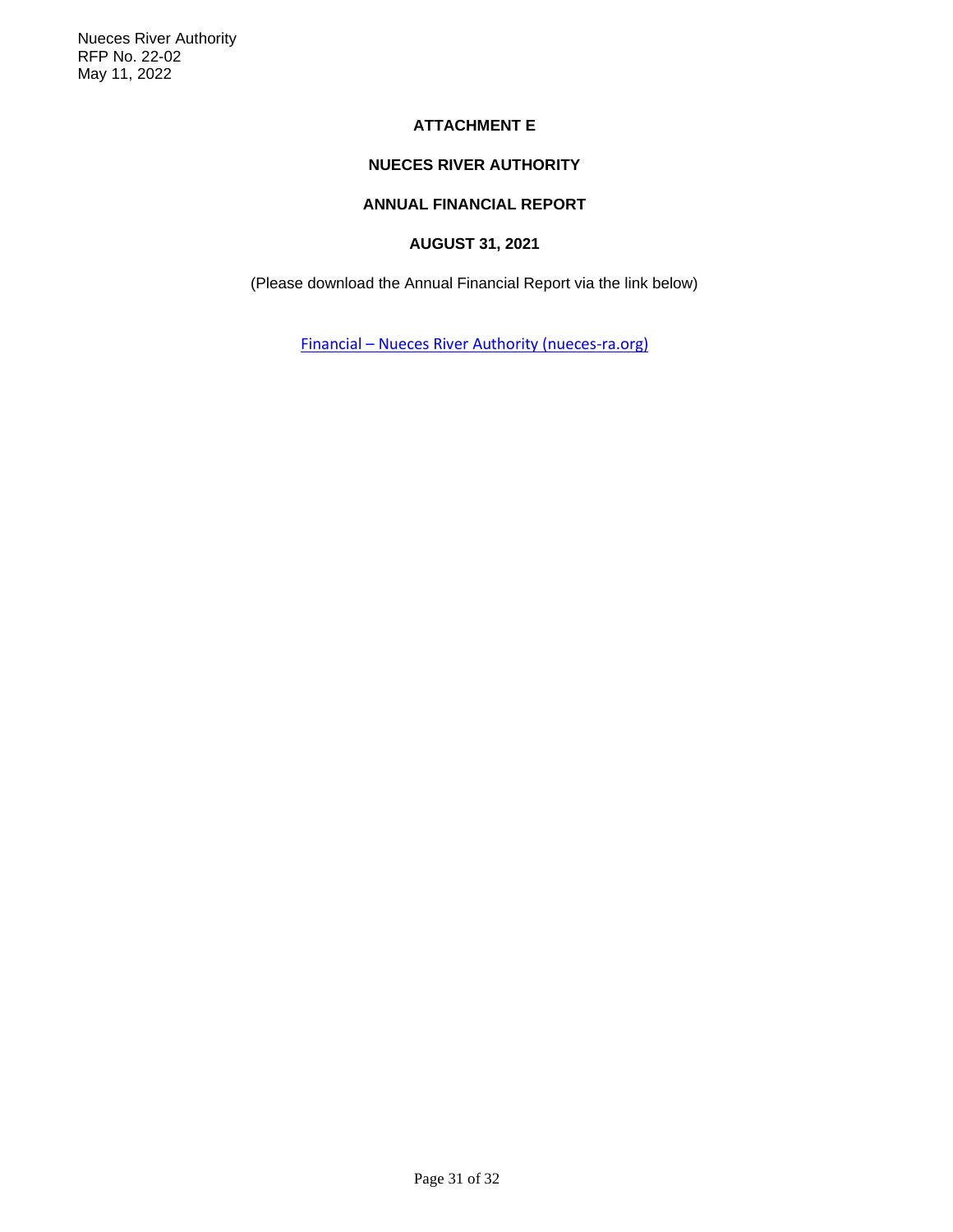# ATTACHMENT E

## NUECES RIVER AUTHORITY

## ANNUAL FINANCIAL REPORT

## AUGUST 31, 2021

(Please download the Annual Financial Report via the link below)

Financial – Nueces River Authority (nueces-ra.org)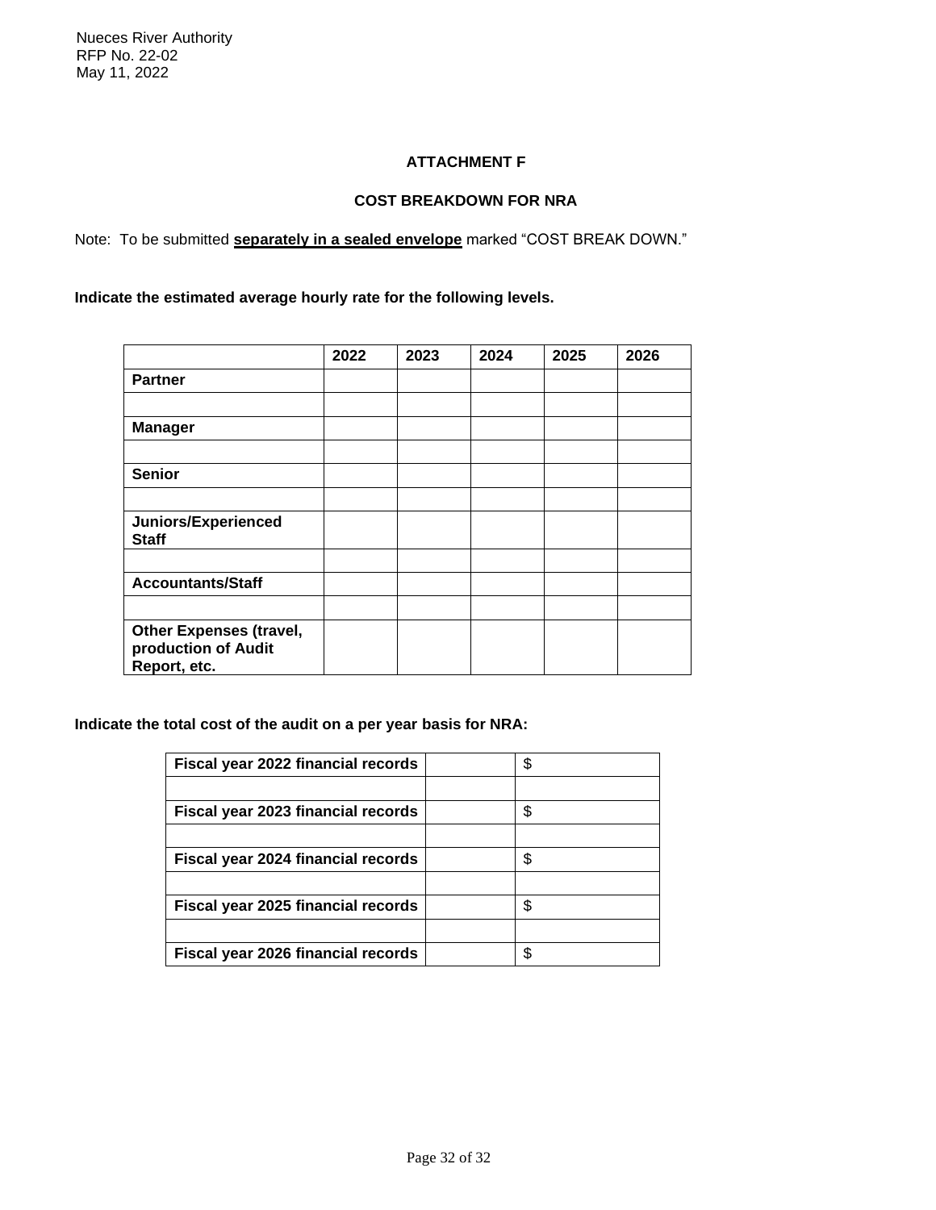Nueces River Authority
RFP No. 22-02
May 11, 2022

## ATTACHMENT F

## COST BREAKDOWN FOR NRA

Note: To be submitted **separately in a sealed envelope** marked "COST BREAK DOWN."

**Indicate the estimated average hourly rate for the following levels.**

| | 2022 | 2023 | 2024 | 2025 | 2026 |
|---|---|---|---|---|---|
| **Partner** | | | | | |
| | | | | | |
| **Manager** | | | | | |
| | | | | | |
| **Senior** | | | | | |
| | | | | | |
| **Juniors/Experienced Staff** | | | | | |
| | | | | | |
| **Accountants/Staff** | | | | | |
| | | | | | |
| **Other Expenses (travel, production of Audit Report, etc.** | | | | | |

**Indicate the total cost of the audit on a per year basis for NRA:**

| | | |
|---|---|---|
| **Fiscal year 2022 financial records** | | $ |
| | | |
| **Fiscal year 2023 financial records** | | $ |
| | | |
| **Fiscal year 2024 financial records** | | $ |
| | | |
| **Fiscal year 2025 financial records** | | $ |
| | | |
| **Fiscal year 2026 financial records** | | $ |